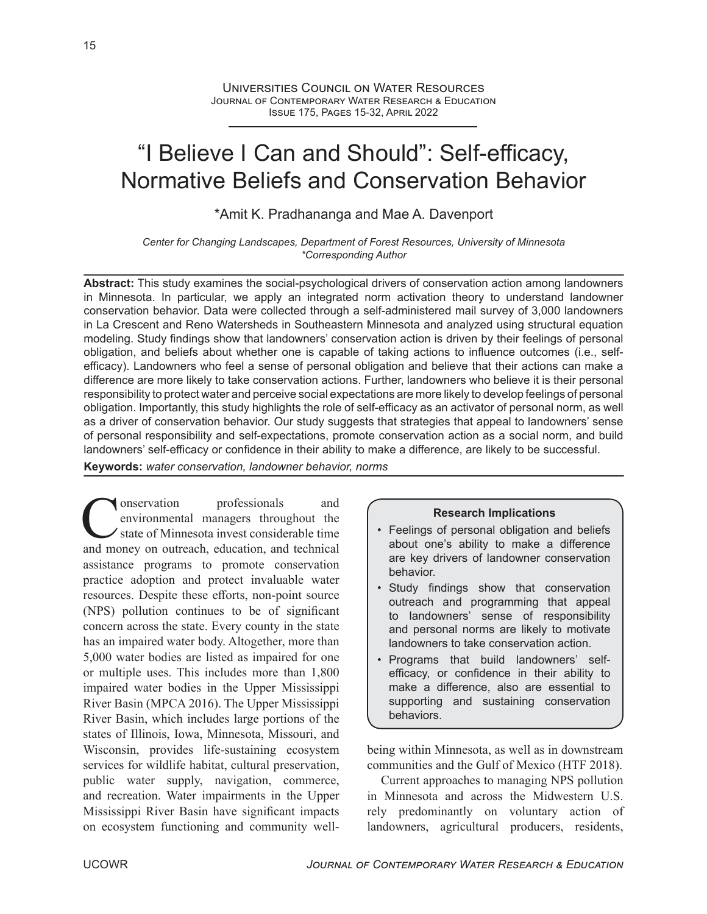# "I Believe I Can and Should": Self-efficacy, Normative Beliefs and Conservation Behavior

*Amit K. Pradhananga and Mae A. Davenport

*Center for Changing Landscapes, Department of Forest Resources, University of Minnesota*
*\*Corresponding Author*

**Abstract:** This study examines the social-psychological drivers of conservation action among landowners in Minnesota. In particular, we apply an integrated norm activation theory to understand landowner conservation behavior. Data were collected through a self-administered mail survey of 3,000 landowners in La Crescent and Reno Watersheds in Southeastern Minnesota and analyzed using structural equation modeling. Study findings show that landowners' conservation action is driven by their feelings of personal obligation, and beliefs about whether one is capable of taking actions to influence outcomes (i.e., self-efficacy). Landowners who feel a sense of personal obligation and believe that their actions can make a difference are more likely to take conservation actions. Further, landowners who believe it is their personal responsibility to protect water and perceive social expectations are more likely to develop feelings of personal obligation. Importantly, this study highlights the role of self-efficacy as an activator of personal norm, as well as a driver of conservation behavior. Our study suggests that strategies that appeal to landowners' sense of personal responsibility and self-expectations, promote conservation action as a social norm, and build landowners' self-efficacy or confidence in their ability to make a difference, are likely to be successful.

**Keywords:** *water conservation, landowner behavior, norms*

**Research Implications**

- Feelings of personal obligation and beliefs about one's ability to make a difference are key drivers of landowner conservation behavior.
- Study findings show that conservation outreach and programming that appeal to landowners' sense of responsibility and personal norms are likely to motivate landowners to take conservation action.
- Programs that build landowners' self-efficacy, or confidence in their ability to make a difference, also are essential to supporting and sustaining conservation behaviors.

Conservation professionals and environmental managers throughout the state of Minnesota invest considerable time and money on outreach, education, and technical assistance programs to promote conservation practice adoption and protect invaluable water resources. Despite these efforts, non-point source (NPS) pollution continues to be of significant concern across the state. Every county in the state has an impaired water body. Altogether, more than 5,000 water bodies are listed as impaired for one or multiple uses. This includes more than 1,800 impaired water bodies in the Upper Mississippi River Basin (MPCA 2016). The Upper Mississippi River Basin, which includes large portions of the states of Illinois, Iowa, Minnesota, Missouri, and Wisconsin, provides life-sustaining ecosystem services for wildlife habitat, cultural preservation, public water supply, navigation, commerce, and recreation. Water impairments in the Upper Mississippi River Basin have significant impacts on ecosystem functioning and community well-being within Minnesota, as well as in downstream communities and the Gulf of Mexico (HTF 2018).

Current approaches to managing NPS pollution in Minnesota and across the Midwestern U.S. rely predominantly on voluntary action of landowners, agricultural producers, residents,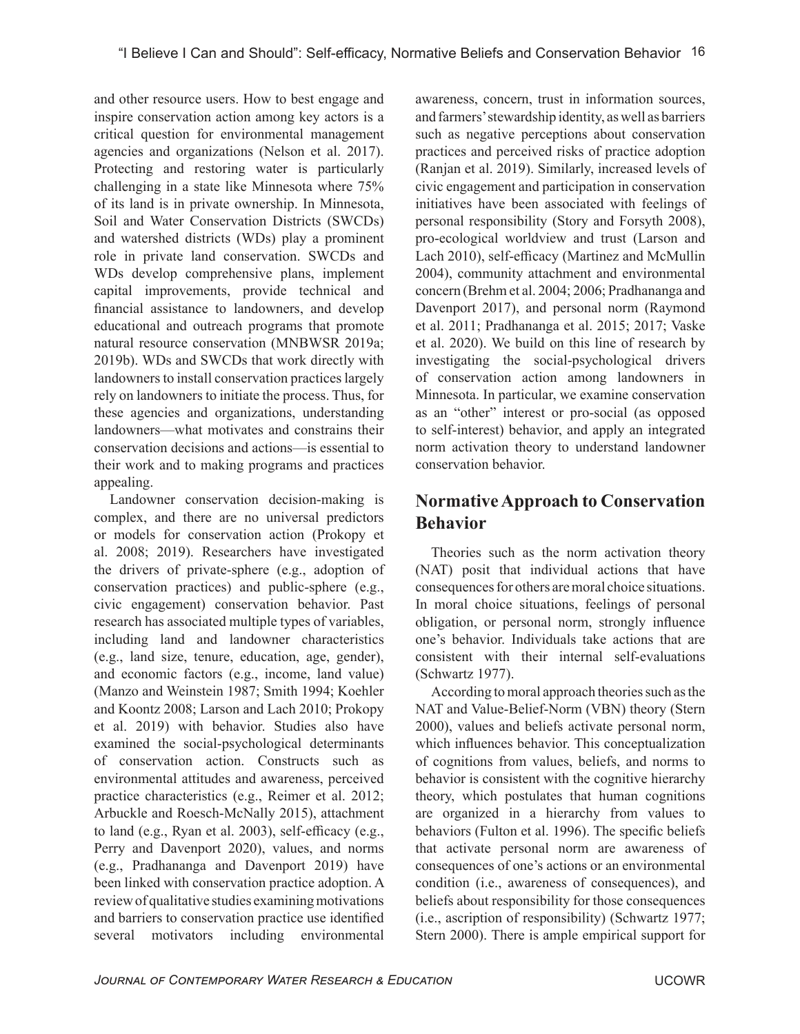and other resource users. How to best engage and inspire conservation action among key actors is a critical question for environmental management agencies and organizations (Nelson et al. 2017). Protecting and restoring water is particularly challenging in a state like Minnesota where 75% of its land is in private ownership. In Minnesota, Soil and Water Conservation Districts (SWCDs) and watershed districts (WDs) play a prominent role in private land conservation. SWCDs and WDs develop comprehensive plans, implement capital improvements, provide technical and financial assistance to landowners, and develop educational and outreach programs that promote natural resource conservation (MNBWSR 2019a; 2019b). WDs and SWCDs that work directly with landowners to install conservation practices largely rely on landowners to initiate the process. Thus, for these agencies and organizations, understanding landowners—what motivates and constrains their conservation decisions and actions—is essential to their work and to making programs and practices appealing.

Landowner conservation decision-making is complex, and there are no universal predictors or models for conservation action (Prokopy et al. 2008; 2019). Researchers have investigated the drivers of private-sphere (e.g., adoption of conservation practices) and public-sphere (e.g., civic engagement) conservation behavior. Past research has associated multiple types of variables, including land and landowner characteristics (e.g., land size, tenure, education, age, gender), and economic factors (e.g., income, land value) (Manzo and Weinstein 1987; Smith 1994; Koehler and Koontz 2008; Larson and Lach 2010; Prokopy et al. 2019) with behavior. Studies also have examined the social-psychological determinants of conservation action. Constructs such as environmental attitudes and awareness, perceived practice characteristics (e.g., Reimer et al. 2012; Arbuckle and Roesch-McNally 2015), attachment to land (e.g., Ryan et al. 2003), self-efficacy (e.g., Perry and Davenport 2020), values, and norms (e.g., Pradhananga and Davenport 2019) have been linked with conservation practice adoption. A review of qualitative studies examining motivations and barriers to conservation practice use identified several motivators including environmental awareness, concern, trust in information sources, and farmers' stewardship identity, as well as barriers such as negative perceptions about conservation practices and perceived risks of practice adoption (Ranjan et al. 2019). Similarly, increased levels of civic engagement and participation in conservation initiatives have been associated with feelings of personal responsibility (Story and Forsyth 2008), pro-ecological worldview and trust (Larson and Lach 2010), self-efficacy (Martinez and McMullin 2004), community attachment and environmental concern (Brehm et al. 2004; 2006; Pradhananga and Davenport 2017), and personal norm (Raymond et al. 2011; Pradhananga et al. 2015; 2017; Vaske et al. 2020). We build on this line of research by investigating the social-psychological drivers of conservation action among landowners in Minnesota. In particular, we examine conservation as an "other" interest or pro-social (as opposed to self-interest) behavior, and apply an integrated norm activation theory to understand landowner conservation behavior.

## Normative Approach to Conservation Behavior

Theories such as the norm activation theory (NAT) posit that individual actions that have consequences for others are moral choice situations. In moral choice situations, feelings of personal obligation, or personal norm, strongly influence one's behavior. Individuals take actions that are consistent with their internal self-evaluations (Schwartz 1977).

According to moral approach theories such as the NAT and Value-Belief-Norm (VBN) theory (Stern 2000), values and beliefs activate personal norm, which influences behavior. This conceptualization of cognitions from values, beliefs, and norms to behavior is consistent with the cognitive hierarchy theory, which postulates that human cognitions are organized in a hierarchy from values to behaviors (Fulton et al. 1996). The specific beliefs that activate personal norm are awareness of consequences of one's actions or an environmental condition (i.e., awareness of consequences), and beliefs about responsibility for those consequences (i.e., ascription of responsibility) (Schwartz 1977; Stern 2000). There is ample empirical support for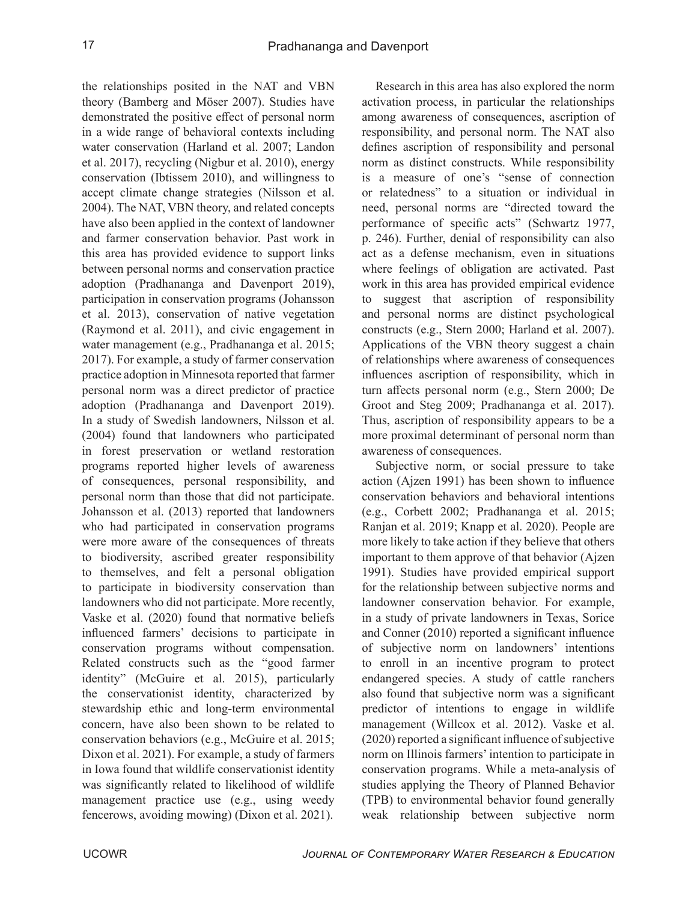the relationships posited in the NAT and VBN theory (Bamberg and Möser 2007). Studies have demonstrated the positive effect of personal norm in a wide range of behavioral contexts including water conservation (Harland et al. 2007; Landon et al. 2017), recycling (Nigbur et al. 2010), energy conservation (Ibtissem 2010), and willingness to accept climate change strategies (Nilsson et al. 2004). The NAT, VBN theory, and related concepts have also been applied in the context of landowner and farmer conservation behavior. Past work in this area has provided evidence to support links between personal norms and conservation practice adoption (Pradhananga and Davenport 2019), participation in conservation programs (Johansson et al. 2013), conservation of native vegetation (Raymond et al. 2011), and civic engagement in water management (e.g., Pradhananga et al. 2015; 2017). For example, a study of farmer conservation practice adoption in Minnesota reported that farmer personal norm was a direct predictor of practice adoption (Pradhananga and Davenport 2019). In a study of Swedish landowners, Nilsson et al. (2004) found that landowners who participated in forest preservation or wetland restoration programs reported higher levels of awareness of consequences, personal responsibility, and personal norm than those that did not participate. Johansson et al. (2013) reported that landowners who had participated in conservation programs were more aware of the consequences of threats to biodiversity, ascribed greater responsibility to themselves, and felt a personal obligation to participate in biodiversity conservation than landowners who did not participate. More recently, Vaske et al. (2020) found that normative beliefs influenced farmers' decisions to participate in conservation programs without compensation. Related constructs such as the "good farmer identity" (McGuire et al. 2015), particularly the conservationist identity, characterized by stewardship ethic and long-term environmental concern, have also been shown to be related to conservation behaviors (e.g., McGuire et al. 2015; Dixon et al. 2021). For example, a study of farmers in Iowa found that wildlife conservationist identity was significantly related to likelihood of wildlife management practice use (e.g., using weedy fencerows, avoiding mowing) (Dixon et al. 2021).

Research in this area has also explored the norm activation process, in particular the relationships among awareness of consequences, ascription of responsibility, and personal norm. The NAT also defines ascription of responsibility and personal norm as distinct constructs. While responsibility is a measure of one's "sense of connection or relatedness" to a situation or individual in need, personal norms are "directed toward the performance of specific acts" (Schwartz 1977, p. 246). Further, denial of responsibility can also act as a defense mechanism, even in situations where feelings of obligation are activated. Past work in this area has provided empirical evidence to suggest that ascription of responsibility and personal norms are distinct psychological constructs (e.g., Stern 2000; Harland et al. 2007). Applications of the VBN theory suggest a chain of relationships where awareness of consequences influences ascription of responsibility, which in turn affects personal norm (e.g., Stern 2000; De Groot and Steg 2009; Pradhananga et al. 2017). Thus, ascription of responsibility appears to be a more proximal determinant of personal norm than awareness of consequences.

Subjective norm, or social pressure to take action (Ajzen 1991) has been shown to influence conservation behaviors and behavioral intentions (e.g., Corbett 2002; Pradhananga et al. 2015; Ranjan et al. 2019; Knapp et al. 2020). People are more likely to take action if they believe that others important to them approve of that behavior (Ajzen 1991). Studies have provided empirical support for the relationship between subjective norms and landowner conservation behavior. For example, in a study of private landowners in Texas, Sorice and Conner (2010) reported a significant influence of subjective norm on landowners' intentions to enroll in an incentive program to protect endangered species. A study of cattle ranchers also found that subjective norm was a significant predictor of intentions to engage in wildlife management (Willcox et al. 2012). Vaske et al. (2020) reported a significant influence of subjective norm on Illinois farmers' intention to participate in conservation programs. While a meta-analysis of studies applying the Theory of Planned Behavior (TPB) to environmental behavior found generally weak relationship between subjective norm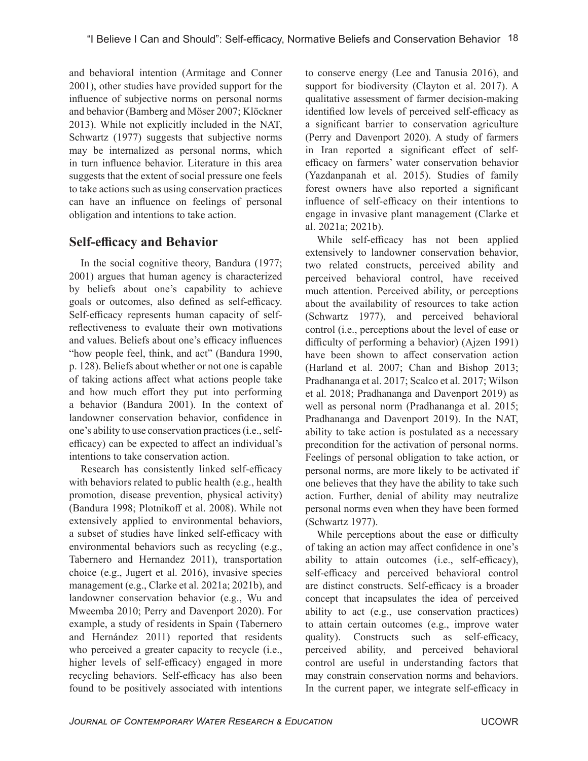and behavioral intention (Armitage and Conner 2001), other studies have provided support for the influence of subjective norms on personal norms and behavior (Bamberg and Möser 2007; Klöckner 2013). While not explicitly included in the NAT, Schwartz (1977) suggests that subjective norms may be internalized as personal norms, which in turn influence behavior. Literature in this area suggests that the extent of social pressure one feels to take actions such as using conservation practices can have an influence on feelings of personal obligation and intentions to take action.

## Self-efficacy and Behavior

In the social cognitive theory, Bandura (1977; 2001) argues that human agency is characterized by beliefs about one's capability to achieve goals or outcomes, also defined as self-efficacy. Self-efficacy represents human capacity of self-reflectiveness to evaluate their own motivations and values. Beliefs about one's efficacy influences "how people feel, think, and act" (Bandura 1990, p. 128). Beliefs about whether or not one is capable of taking actions affect what actions people take and how much effort they put into performing a behavior (Bandura 2001). In the context of landowner conservation behavior, confidence in one's ability to use conservation practices (i.e., self-efficacy) can be expected to affect an individual's intentions to take conservation action.

Research has consistently linked self-efficacy with behaviors related to public health (e.g., health promotion, disease prevention, physical activity) (Bandura 1998; Plotnikoff et al. 2008). While not extensively applied to environmental behaviors, a subset of studies have linked self-efficacy with environmental behaviors such as recycling (e.g., Tabernero and Hernandez 2011), transportation choice (e.g., Jugert et al. 2016), invasive species management (e.g., Clarke et al. 2021a; 2021b), and landowner conservation behavior (e.g., Wu and Mweemba 2010; Perry and Davenport 2020). For example, a study of residents in Spain (Tabernero and Hernández 2011) reported that residents who perceived a greater capacity to recycle (i.e., higher levels of self-efficacy) engaged in more recycling behaviors. Self-efficacy has also been found to be positively associated with intentions to conserve energy (Lee and Tanusia 2016), and support for biodiversity (Clayton et al. 2017). A qualitative assessment of farmer decision-making identified low levels of perceived self-efficacy as a significant barrier to conservation agriculture (Perry and Davenport 2020). A study of farmers in Iran reported a significant effect of self-efficacy on farmers' water conservation behavior (Yazdanpanah et al. 2015). Studies of family forest owners have also reported a significant influence of self-efficacy on their intentions to engage in invasive plant management (Clarke et al. 2021a; 2021b).

While self-efficacy has not been applied extensively to landowner conservation behavior, two related constructs, perceived ability and perceived behavioral control, have received much attention. Perceived ability, or perceptions about the availability of resources to take action (Schwartz 1977), and perceived behavioral control (i.e., perceptions about the level of ease or difficulty of performing a behavior) (Ajzen 1991) have been shown to affect conservation action (Harland et al. 2007; Chan and Bishop 2013; Pradhananga et al. 2017; Scalco et al. 2017; Wilson et al. 2018; Pradhananga and Davenport 2019) as well as personal norm (Pradhananga et al. 2015; Pradhananga and Davenport 2019). In the NAT, ability to take action is postulated as a necessary precondition for the activation of personal norms. Feelings of personal obligation to take action, or personal norms, are more likely to be activated if one believes that they have the ability to take such action. Further, denial of ability may neutralize personal norms even when they have been formed (Schwartz 1977).

While perceptions about the ease or difficulty of taking an action may affect confidence in one's ability to attain outcomes (i.e., self-efficacy), self-efficacy and perceived behavioral control are distinct constructs. Self-efficacy is a broader concept that incapsulates the idea of perceived ability to act (e.g., use conservation practices) to attain certain outcomes (e.g., improve water quality). Constructs such as self-efficacy, perceived ability, and perceived behavioral control are useful in understanding factors that may constrain conservation norms and behaviors. In the current paper, we integrate self-efficacy in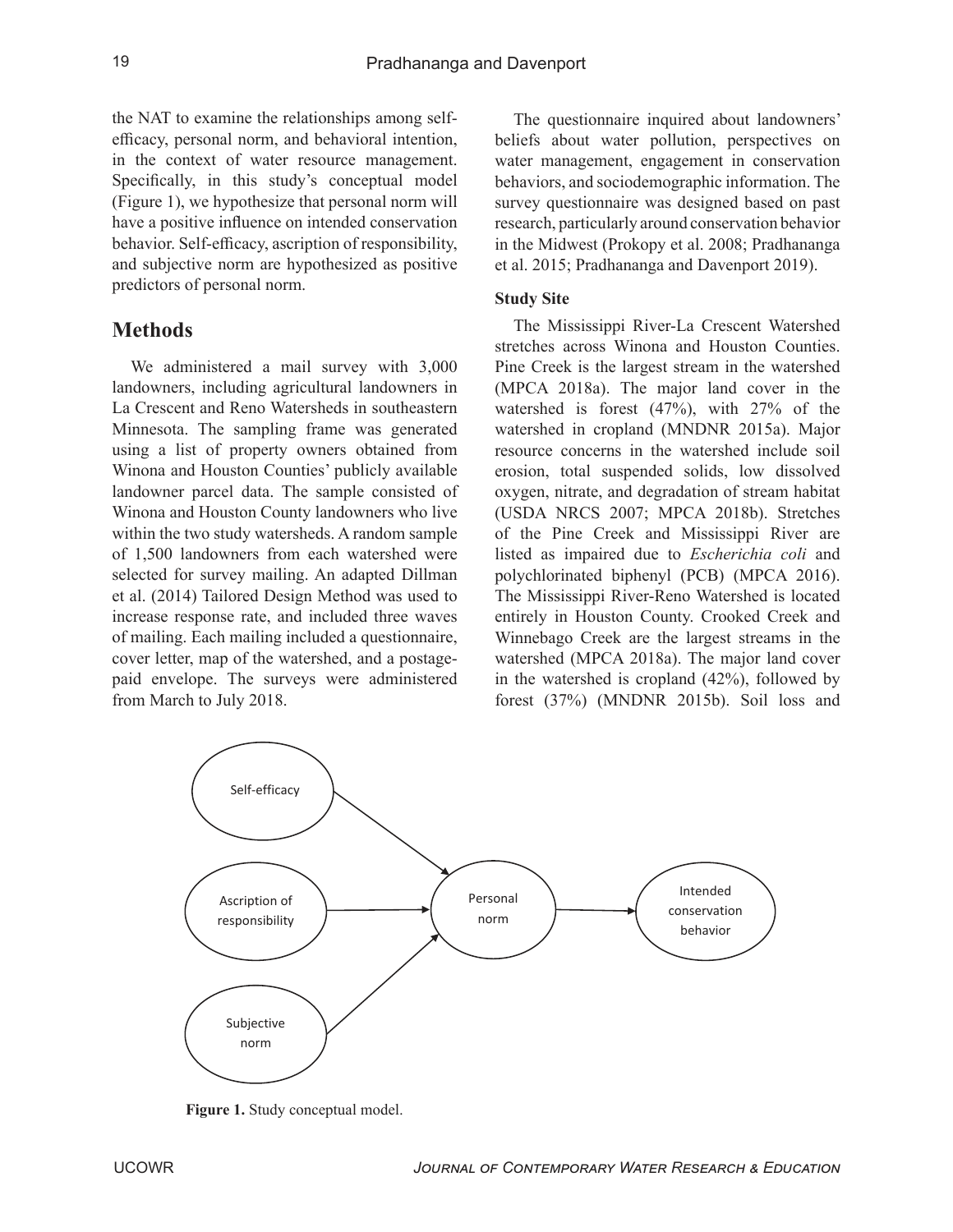the NAT to examine the relationships among self-efficacy, personal norm, and behavioral intention, in the context of water resource management. Specifically, in this study's conceptual model (Figure 1), we hypothesize that personal norm will have a positive influence on intended conservation behavior. Self-efficacy, ascription of responsibility, and subjective norm are hypothesized as positive predictors of personal norm.

## Methods

We administered a mail survey with 3,000 landowners, including agricultural landowners in La Crescent and Reno Watersheds in southeastern Minnesota. The sampling frame was generated using a list of property owners obtained from Winona and Houston Counties' publicly available landowner parcel data. The sample consisted of Winona and Houston County landowners who live within the two study watersheds. A random sample of 1,500 landowners from each watershed were selected for survey mailing. An adapted Dillman et al. (2014) Tailored Design Method was used to increase response rate, and included three waves of mailing. Each mailing included a questionnaire, cover letter, map of the watershed, and a postage-paid envelope. The surveys were administered from March to July 2018.

The questionnaire inquired about landowners' beliefs about water pollution, perspectives on water management, engagement in conservation behaviors, and sociodemographic information. The survey questionnaire was designed based on past research, particularly around conservation behavior in the Midwest (Prokopy et al. 2008; Pradhananga et al. 2015; Pradhananga and Davenport 2019).

### Study Site

The Mississippi River-La Crescent Watershed stretches across Winona and Houston Counties. Pine Creek is the largest stream in the watershed (MPCA 2018a). The major land cover in the watershed is forest (47%), with 27% of the watershed in cropland (MNDNR 2015a). Major resource concerns in the watershed include soil erosion, total suspended solids, low dissolved oxygen, nitrate, and degradation of stream habitat (USDA NRCS 2007; MPCA 2018b). Stretches of the Pine Creek and Mississippi River are listed as impaired due to *Escherichia coli* and polychlorinated biphenyl (PCB) (MPCA 2016). The Mississippi River-Reno Watershed is located entirely in Houston County. Crooked Creek and Winnebago Creek are the largest streams in the watershed (MPCA 2018a). The major land cover in the watershed is cropland (42%), followed by forest (37%) (MNDNR 2015b). Soil loss and

Self-efficacy → Personal norm
Ascription of responsibility → Personal norm
Subjective norm → Personal norm
Personal norm → Intended conservation behavior

**Figure 1.** Study conceptual model.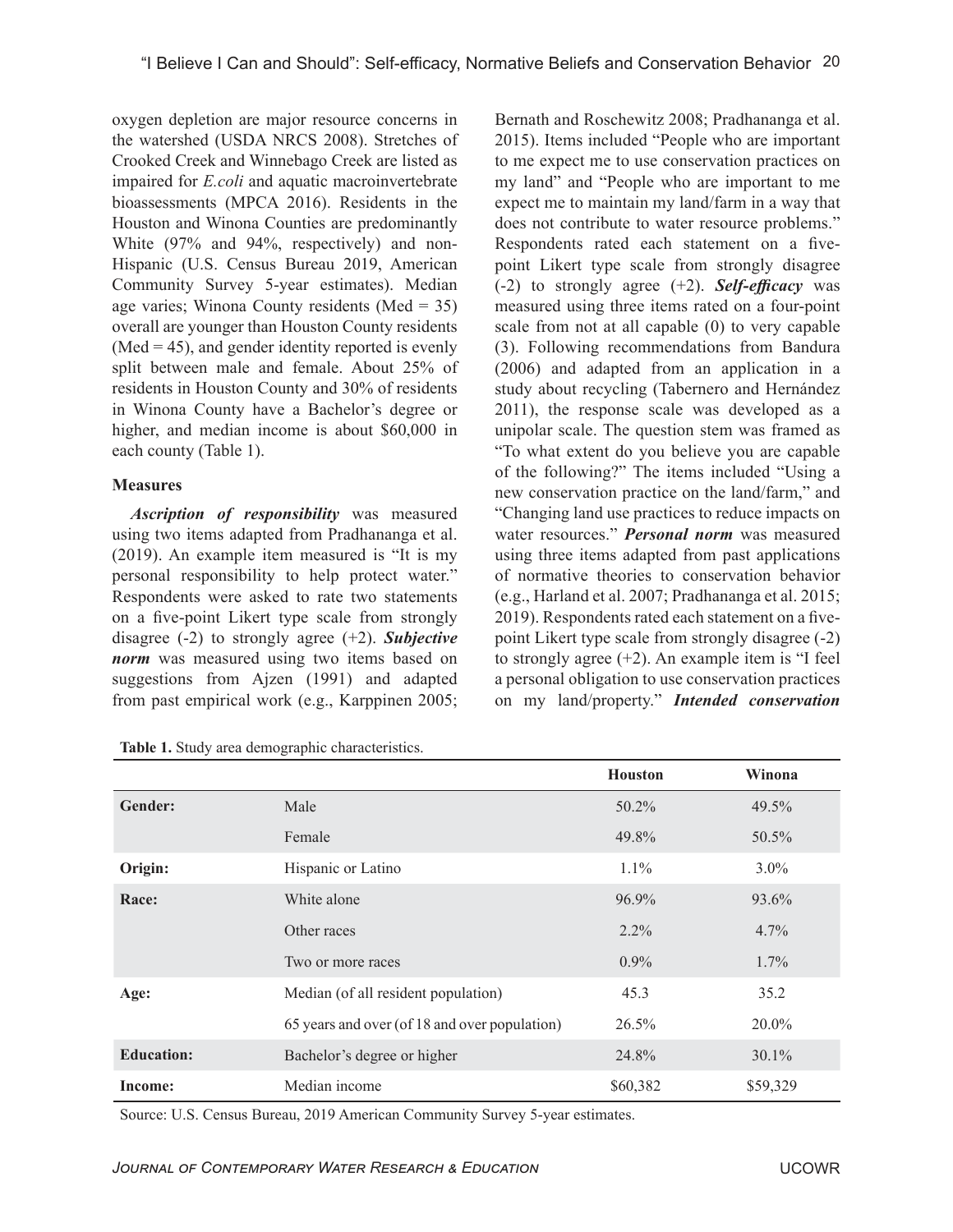oxygen depletion are major resource concerns in the watershed (USDA NRCS 2008). Stretches of Crooked Creek and Winnebago Creek are listed as impaired for *E.coli* and aquatic macroinvertebrate bioassessments (MPCA 2016). Residents in the Houston and Winona Counties are predominantly White (97% and 94%, respectively) and non-Hispanic (U.S. Census Bureau 2019, American Community Survey 5-year estimates). Median age varies; Winona County residents (Med = 35) overall are younger than Houston County residents (Med = 45), and gender identity reported is evenly split between male and female. About 25% of residents in Houston County and 30% of residents in Winona County have a Bachelor's degree or higher, and median income is about $60,000 in each county (Table 1).

**Measures**

***Ascription of responsibility*** was measured using two items adapted from Pradhananga et al. (2019). An example item measured is "It is my personal responsibility to help protect water." Respondents were asked to rate two statements on a five-point Likert type scale from strongly disagree (-2) to strongly agree (+2). ***Subjective norm*** was measured using two items based on suggestions from Ajzen (1991) and adapted from past empirical work (e.g., Karppinen 2005; Bernath and Roschewitz 2008; Pradhananga et al. 2015). Items included "People who are important to me expect me to use conservation practices on my land" and "People who are important to me expect me to maintain my land/farm in a way that does not contribute to water resource problems." Respondents rated each statement on a five-point Likert type scale from strongly disagree (-2) to strongly agree (+2). ***Self-efficacy*** was measured using three items rated on a four-point scale from not at all capable (0) to very capable (3). Following recommendations from Bandura (2006) and adapted from an application in a study about recycling (Tabernero and Hernández 2011), the response scale was developed as a unipolar scale. The question stem was framed as "To what extent do you believe you are capable of the following?" The items included "Using a new conservation practice on the land/farm," and "Changing land use practices to reduce impacts on water resources." ***Personal norm*** was measured using three items adapted from past applications of normative theories to conservation behavior (e.g., Harland et al. 2007; Pradhananga et al. 2015; 2019). Respondents rated each statement on a five-point Likert type scale from strongly disagree (-2) to strongly agree (+2). An example item is "I feel a personal obligation to use conservation practices on my land/property." ***Intended conservation***

**Table 1.** Study area demographic characteristics.

| | | Houston | Winona |
|---|---|---|---|
| **Gender:** | Male | 50.2% | 49.5% |
| | Female | 49.8% | 50.5% |
| **Origin:** | Hispanic or Latino | 1.1% | 3.0% |
| **Race:** | White alone | 96.9% | 93.6% |
| | Other races | 2.2% | 4.7% |
| | Two or more races | 0.9% | 1.7% |
| **Age:** | Median (of all resident population) | 45.3 | 35.2 |
| | 65 years and over (of 18 and over population) | 26.5% | 20.0% |
| **Education:** | Bachelor's degree or higher | 24.8% | 30.1% |
| **Income:** | Median income | $60,382 | $59,329 |

Source: U.S. Census Bureau, 2019 American Community Survey 5-year estimates.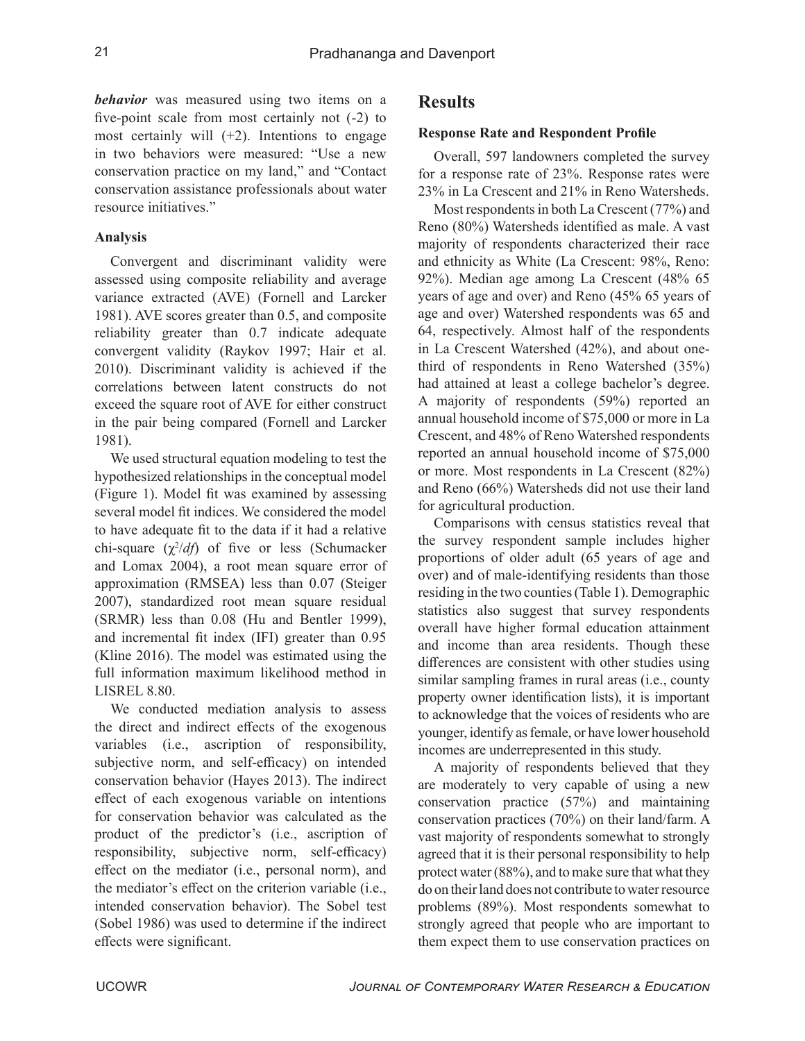***behavior*** was measured using two items on a five-point scale from most certainly not (-2) to most certainly will (+2). Intentions to engage in two behaviors were measured: "Use a new conservation practice on my land," and "Contact conservation assistance professionals about water resource initiatives."

### Analysis

Convergent and discriminant validity were assessed using composite reliability and average variance extracted (AVE) (Fornell and Larcker 1981). AVE scores greater than 0.5, and composite reliability greater than 0.7 indicate adequate convergent validity (Raykov 1997; Hair et al. 2010). Discriminant validity is achieved if the correlations between latent constructs do not exceed the square root of AVE for either construct in the pair being compared (Fornell and Larcker 1981).

We used structural equation modeling to test the hypothesized relationships in the conceptual model (Figure 1). Model fit was examined by assessing several model fit indices. We considered the model to have adequate fit to the data if it had a relative chi-square ($\chi^2/df$) of five or less (Schumacker and Lomax 2004), a root mean square error of approximation (RMSEA) less than 0.07 (Steiger 2007), standardized root mean square residual (SRMR) less than 0.08 (Hu and Bentler 1999), and incremental fit index (IFI) greater than 0.95 (Kline 2016). The model was estimated using the full information maximum likelihood method in LISREL 8.80.

We conducted mediation analysis to assess the direct and indirect effects of the exogenous variables (i.e., ascription of responsibility, subjective norm, and self-efficacy) on intended conservation behavior (Hayes 2013). The indirect effect of each exogenous variable on intentions for conservation behavior was calculated as the product of the predictor's (i.e., ascription of responsibility, subjective norm, self-efficacy) effect on the mediator (i.e., personal norm), and the mediator's effect on the criterion variable (i.e., intended conservation behavior). The Sobel test (Sobel 1986) was used to determine if the indirect effects were significant.

## Results

### Response Rate and Respondent Profile

Overall, 597 landowners completed the survey for a response rate of 23%. Response rates were 23% in La Crescent and 21% in Reno Watersheds.

Most respondents in both La Crescent (77%) and Reno (80%) Watersheds identified as male. A vast majority of respondents characterized their race and ethnicity as White (La Crescent: 98%, Reno: 92%). Median age among La Crescent (48% 65 years of age and over) and Reno (45% 65 years of age and over) Watershed respondents was 65 and 64, respectively. Almost half of the respondents in La Crescent Watershed (42%), and about one-third of respondents in Reno Watershed (35%) had attained at least a college bachelor's degree. A majority of respondents (59%) reported an annual household income of $75,000 or more in La Crescent, and 48% of Reno Watershed respondents reported an annual household income of $75,000 or more. Most respondents in La Crescent (82%) and Reno (66%) Watersheds did not use their land for agricultural production.

Comparisons with census statistics reveal that the survey respondent sample includes higher proportions of older adult (65 years of age and over) and of male-identifying residents than those residing in the two counties (Table 1). Demographic statistics also suggest that survey respondents overall have higher formal education attainment and income than area residents. Though these differences are consistent with other studies using similar sampling frames in rural areas (i.e., county property owner identification lists), it is important to acknowledge that the voices of residents who are younger, identify as female, or have lower household incomes are underrepresented in this study.

A majority of respondents believed that they are moderately to very capable of using a new conservation practice (57%) and maintaining conservation practices (70%) on their land/farm. A vast majority of respondents somewhat to strongly agreed that it is their personal responsibility to help protect water (88%), and to make sure that what they do on their land does not contribute to water resource problems (89%). Most respondents somewhat to strongly agreed that people who are important to them expect them to use conservation practices on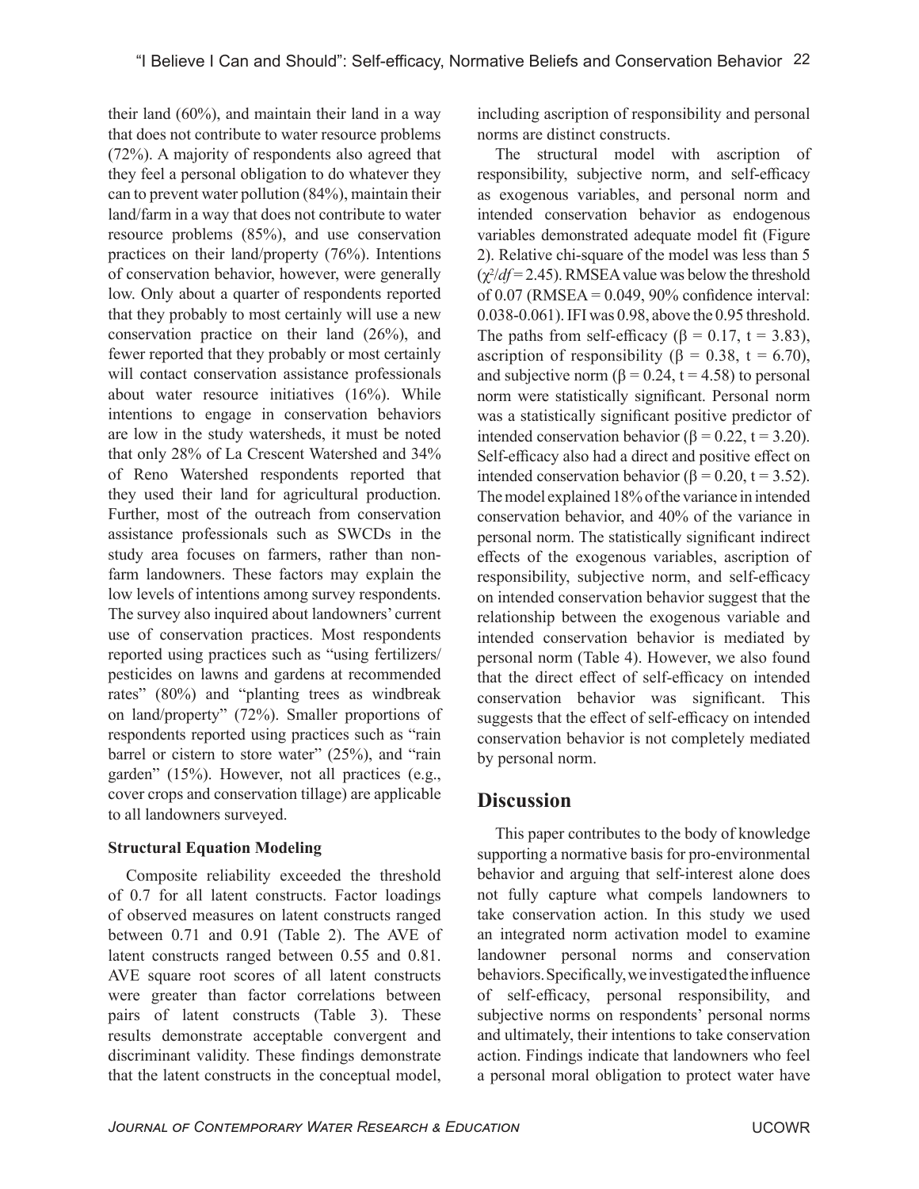their land (60%), and maintain their land in a way that does not contribute to water resource problems (72%). A majority of respondents also agreed that they feel a personal obligation to do whatever they can to prevent water pollution (84%), maintain their land/farm in a way that does not contribute to water resource problems (85%), and use conservation practices on their land/property (76%). Intentions of conservation behavior, however, were generally low. Only about a quarter of respondents reported that they probably to most certainly will use a new conservation practice on their land (26%), and fewer reported that they probably or most certainly will contact conservation assistance professionals about water resource initiatives (16%). While intentions to engage in conservation behaviors are low in the study watersheds, it must be noted that only 28% of La Crescent Watershed and 34% of Reno Watershed respondents reported that they used their land for agricultural production. Further, most of the outreach from conservation assistance professionals such as SWCDs in the study area focuses on farmers, rather than non-farm landowners. These factors may explain the low levels of intentions among survey respondents. The survey also inquired about landowners' current use of conservation practices. Most respondents reported using practices such as "using fertilizers/pesticides on lawns and gardens at recommended rates" (80%) and "planting trees as windbreak on land/property" (72%). Smaller proportions of respondents reported using practices such as "rain barrel or cistern to store water" (25%), and "rain garden" (15%). However, not all practices (e.g., cover crops and conservation tillage) are applicable to all landowners surveyed.

### Structural Equation Modeling

Composite reliability exceeded the threshold of 0.7 for all latent constructs. Factor loadings of observed measures on latent constructs ranged between 0.71 and 0.91 (Table 2). The AVE of latent constructs ranged between 0.55 and 0.81. AVE square root scores of all latent constructs were greater than factor correlations between pairs of latent constructs (Table 3). These results demonstrate acceptable convergent and discriminant validity. These findings demonstrate that the latent constructs in the conceptual model, including ascription of responsibility and personal norms are distinct constructs.

The structural model with ascription of responsibility, subjective norm, and self-efficacy as exogenous variables, and personal norm and intended conservation behavior as endogenous variables demonstrated adequate model fit (Figure 2). Relative chi-square of the model was less than 5 ($\chi^2/df = 2.45$). RMSEA value was below the threshold of 0.07 (RMSEA = 0.049, 90% confidence interval: 0.038-0.061). IFI was 0.98, above the 0.95 threshold. The paths from self-efficacy ($\beta = 0.17$, $t = 3.83$), ascription of responsibility ($\beta = 0.38$, $t = 6.70$), and subjective norm ($\beta = 0.24$, $t = 4.58$) to personal norm were statistically significant. Personal norm was a statistically significant positive predictor of intended conservation behavior ($\beta = 0.22$, $t = 3.20$). Self-efficacy also had a direct and positive effect on intended conservation behavior ($\beta = 0.20$, $t = 3.52$). The model explained 18% of the variance in intended conservation behavior, and 40% of the variance in personal norm. The statistically significant indirect effects of the exogenous variables, ascription of responsibility, subjective norm, and self-efficacy on intended conservation behavior suggest that the relationship between the exogenous variable and intended conservation behavior is mediated by personal norm (Table 4). However, we also found that the direct effect of self-efficacy on intended conservation behavior was significant. This suggests that the effect of self-efficacy on intended conservation behavior is not completely mediated by personal norm.

## Discussion

This paper contributes to the body of knowledge supporting a normative basis for pro-environmental behavior and arguing that self-interest alone does not fully capture what compels landowners to take conservation action. In this study we used an integrated norm activation model to examine landowner personal norms and conservation behaviors. Specifically, we investigated the influence of self-efficacy, personal responsibility, and subjective norms on respondents' personal norms and ultimately, their intentions to take conservation action. Findings indicate that landowners who feel a personal moral obligation to protect water have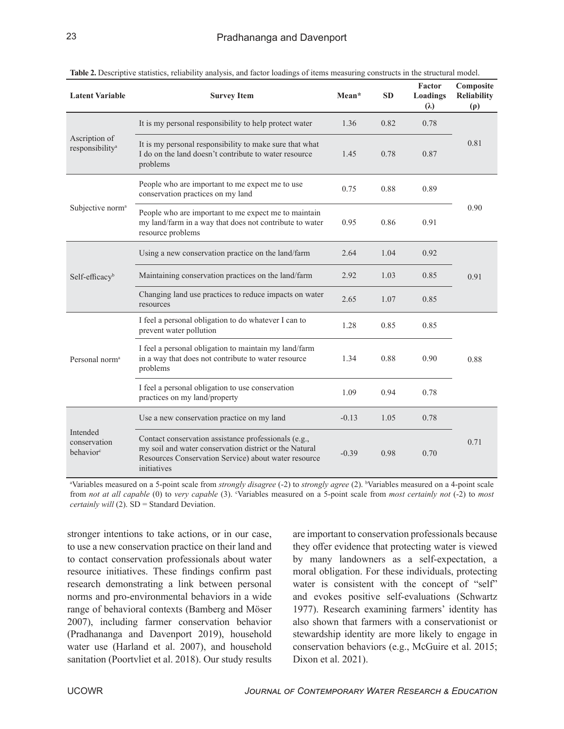**Table 2.** Descriptive statistics, reliability analysis, and factor loadings of items measuring constructs in the structural model.

| Latent Variable | Survey Item | Mean* | SD | Factor Loadings (λ) | Composite Reliability (ρ) |
|---|---|---|---|---|---|
| Ascription of responsibility[a] | It is my personal responsibility to help protect water | 1.36 | 0.82 | 0.78 | 0.81 |
| | It is my personal responsibility to make sure that what I do on the land doesn't contribute to water resource problems | 1.45 | 0.78 | 0.87 | |
| Subjective norm[a] | People who are important to me expect me to use conservation practices on my land | 0.75 | 0.88 | 0.89 | 0.90 |
| | People who are important to me expect me to maintain my land/farm in a way that does not contribute to water resource problems | 0.95 | 0.86 | 0.91 | |
| Self-efficacy[b] | Using a new conservation practice on the land/farm | 2.64 | 1.04 | 0.92 | 0.91 |
| | Maintaining conservation practices on the land/farm | 2.92 | 1.03 | 0.85 | |
| | Changing land use practices to reduce impacts on water resources | 2.65 | 1.07 | 0.85 | |
| Personal norm[a] | I feel a personal obligation to do whatever I can to prevent water pollution | 1.28 | 0.85 | 0.85 | 0.88 |
| | I feel a personal obligation to maintain my land/farm in a way that does not contribute to water resource problems | 1.34 | 0.88 | 0.90 | |
| | I feel a personal obligation to use conservation practices on my land/property | 1.09 | 0.94 | 0.78 | |
| Intended conservation behavior[c] | Use a new conservation practice on my land | -0.13 | 1.05 | 0.78 | 0.71 |
| | Contact conservation assistance professionals (e.g., my soil and water conservation district or the Natural Resources Conservation Service) about water resource initiatives | -0.39 | 0.98 | 0.70 | |

[a]Variables measured on a 5-point scale from *strongly disagree* (-2) to *strongly agree* (2). [b]Variables measured on a 4-point scale from *not at all capable* (0) to *very capable* (3). [c]Variables measured on a 5-point scale from *most certainly not* (-2) to *most certainly will* (2). SD = Standard Deviation.

stronger intentions to take actions, or in our case, to use a new conservation practice on their land and to contact conservation professionals about water resource initiatives. These findings confirm past research demonstrating a link between personal norms and pro-environmental behaviors in a wide range of behavioral contexts (Bamberg and Möser 2007), including farmer conservation behavior (Pradhananga and Davenport 2019), household water use (Harland et al. 2007), and household sanitation (Poortvliet et al. 2018). Our study results are important to conservation professionals because they offer evidence that protecting water is viewed by many landowners as a self-expectation, a moral obligation. For these individuals, protecting water is consistent with the concept of "self" and evokes positive self-evaluations (Schwartz 1977). Research examining farmers' identity has also shown that farmers with a conservationist or stewardship identity are more likely to engage in conservation behaviors (e.g., McGuire et al. 2015; Dixon et al. 2021).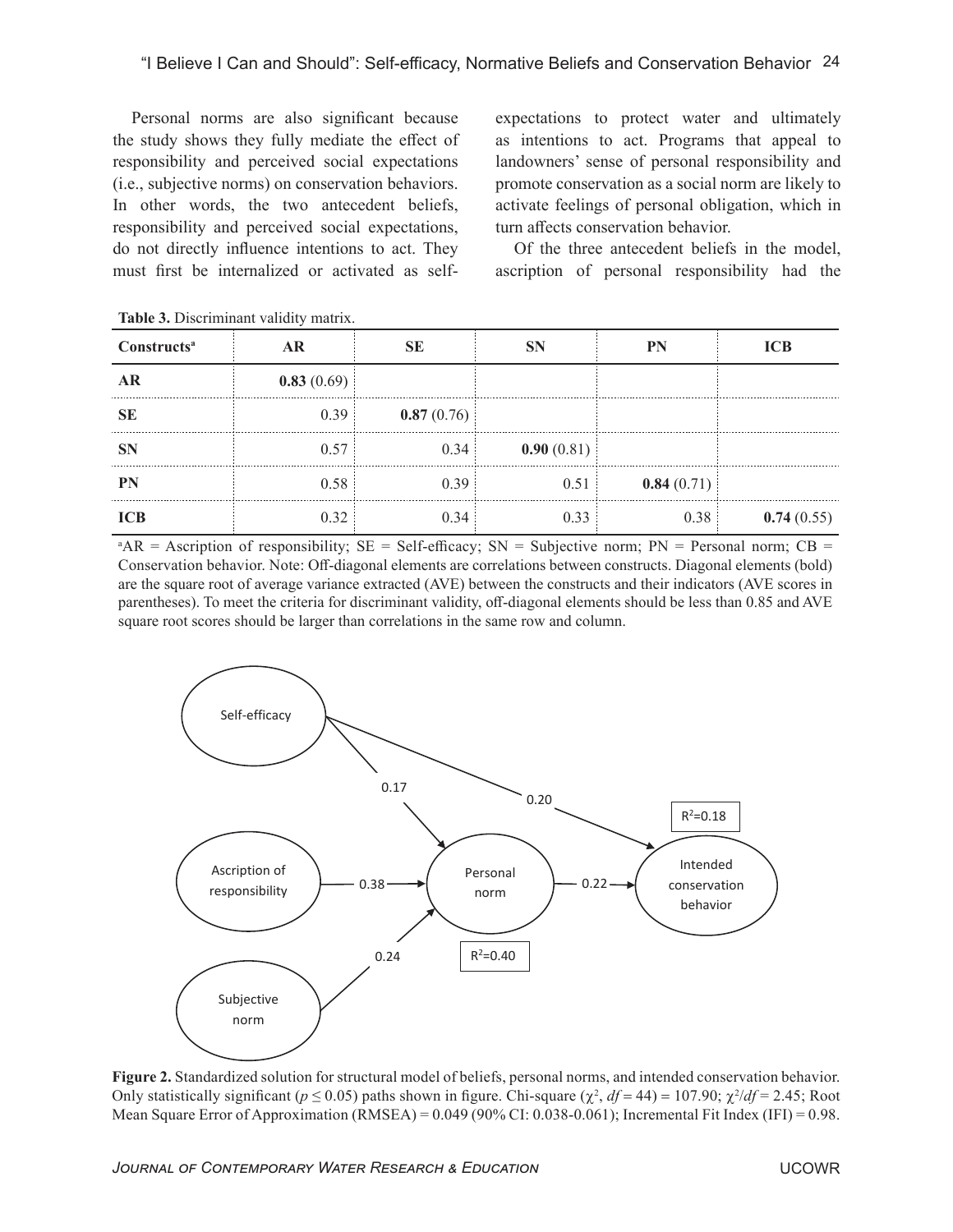Personal norms are also significant because the study shows they fully mediate the effect of responsibility and perceived social expectations (i.e., subjective norms) on conservation behaviors. In other words, the two antecedent beliefs, responsibility and perceived social expectations, do not directly influence intentions to act. They must first be internalized or activated as self-expectations to protect water and ultimately as intentions to act. Programs that appeal to landowners' sense of personal responsibility and promote conservation as a social norm are likely to activate feelings of personal obligation, which in turn affects conservation behavior.

Of the three antecedent beliefs in the model, ascription of personal responsibility had the

**Table 3.** Discriminant validity matrix.

| Constructs[a] | AR | SE | SN | PN | ICB |
|---|---|---|---|---|---|
| **AR** | **0.83** (0.69) | | | | |
| **SE** | 0.39 | **0.87** (0.76) | | | |
| **SN** | 0.57 | 0.34 | **0.90** (0.81) | | |
| **PN** | 0.58 | 0.39 | 0.51 | **0.84** (0.71) | |
| **ICB** | 0.32 | 0.34 | 0.33 | 0.38 | **0.74** (0.55) |

[a]AR = Ascription of responsibility; SE = Self-efficacy; SN = Subjective norm; PN = Personal norm; CB = Conservation behavior. Note: Off-diagonal elements are correlations between constructs. Diagonal elements (bold) are the square root of average variance extracted (AVE) between the constructs and their indicators (AVE scores in parentheses). To meet the criteria for discriminant validity, off-diagonal elements should be less than 0.85 and AVE square root scores should be larger than correlations in the same row and column.

Self-efficacy → Personal norm: 0.17
Self-efficacy → Intended conservation behavior: 0.20
Ascription of responsibility → Personal norm: 0.38
Subjective norm → Personal norm: 0.24
Personal norm → Intended conservation behavior: 0.22
Personal norm: $R^2$=0.40
Intended conservation behavior: $R^2$=0.18

**Figure 2.** Standardized solution for structural model of beliefs, personal norms, and intended conservation behavior. Only statistically significant ($p \leq 0.05$) paths shown in figure. Chi-square ($\chi^2$, $df$ = 44) = 107.90; $\chi^2/df$ = 2.45; Root Mean Square Error of Approximation (RMSEA) = 0.049 (90% CI: 0.038-0.061); Incremental Fit Index (IFI) = 0.98.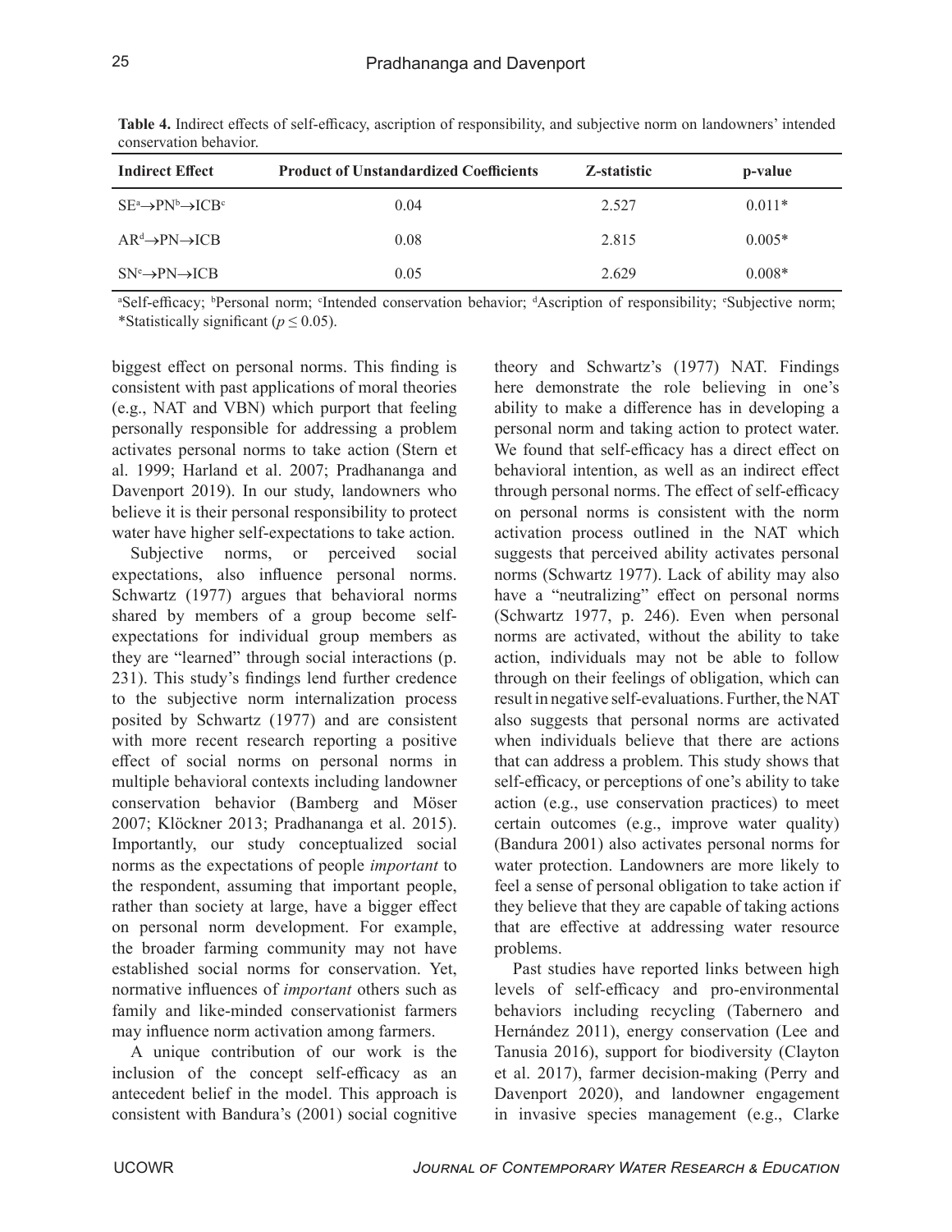**Table 4.** Indirect effects of self-efficacy, ascription of responsibility, and subjective norm on landowners' intended conservation behavior.

| Indirect Effect | Product of Unstandardized Coefficients | Z-statistic | p-value |
|---|---|---|---|
| SE[a]→PN[b]→ICB[c] | 0.04 | 2.527 | 0.011* |
| AR[d]→PN→ICB | 0.08 | 2.815 | 0.005* |
| SN[e]→PN→ICB | 0.05 | 2.629 | 0.008* |

[a]Self-efficacy; [b]Personal norm; [c]Intended conservation behavior; [d]Ascription of responsibility; [e]Subjective norm; *Statistically significant ($p \leq 0.05$).

biggest effect on personal norms. This finding is consistent with past applications of moral theories (e.g., NAT and VBN) which purport that feeling personally responsible for addressing a problem activates personal norms to take action (Stern et al. 1999; Harland et al. 2007; Pradhananga and Davenport 2019). In our study, landowners who believe it is their personal responsibility to protect water have higher self-expectations to take action.

Subjective norms, or perceived social expectations, also influence personal norms. Schwartz (1977) argues that behavioral norms shared by members of a group become self-expectations for individual group members as they are "learned" through social interactions (p. 231). This study's findings lend further credence to the subjective norm internalization process posited by Schwartz (1977) and are consistent with more recent research reporting a positive effect of social norms on personal norms in multiple behavioral contexts including landowner conservation behavior (Bamberg and Möser 2007; Klöckner 2013; Pradhananga et al. 2015). Importantly, our study conceptualized social norms as the expectations of people *important* to the respondent, assuming that important people, rather than society at large, have a bigger effect on personal norm development. For example, the broader farming community may not have established social norms for conservation. Yet, normative influences of *important* others such as family and like-minded conservationist farmers may influence norm activation among farmers.

A unique contribution of our work is the inclusion of the concept self-efficacy as an antecedent belief in the model. This approach is consistent with Bandura's (2001) social cognitive theory and Schwartz's (1977) NAT. Findings here demonstrate the role believing in one's ability to make a difference has in developing a personal norm and taking action to protect water. We found that self-efficacy has a direct effect on behavioral intention, as well as an indirect effect through personal norms. The effect of self-efficacy on personal norms is consistent with the norm activation process outlined in the NAT which suggests that perceived ability activates personal norms (Schwartz 1977). Lack of ability may also have a "neutralizing" effect on personal norms (Schwartz 1977, p. 246). Even when personal norms are activated, without the ability to take action, individuals may not be able to follow through on their feelings of obligation, which can result in negative self-evaluations. Further, the NAT also suggests that personal norms are activated when individuals believe that there are actions that can address a problem. This study shows that self-efficacy, or perceptions of one's ability to take action (e.g., use conservation practices) to meet certain outcomes (e.g., improve water quality) (Bandura 2001) also activates personal norms for water protection. Landowners are more likely to feel a sense of personal obligation to take action if they believe that they are capable of taking actions that are effective at addressing water resource problems.

Past studies have reported links between high levels of self-efficacy and pro-environmental behaviors including recycling (Tabernero and Hernández 2011), energy conservation (Lee and Tanusia 2016), support for biodiversity (Clayton et al. 2017), farmer decision-making (Perry and Davenport 2020), and landowner engagement in invasive species management (e.g., Clarke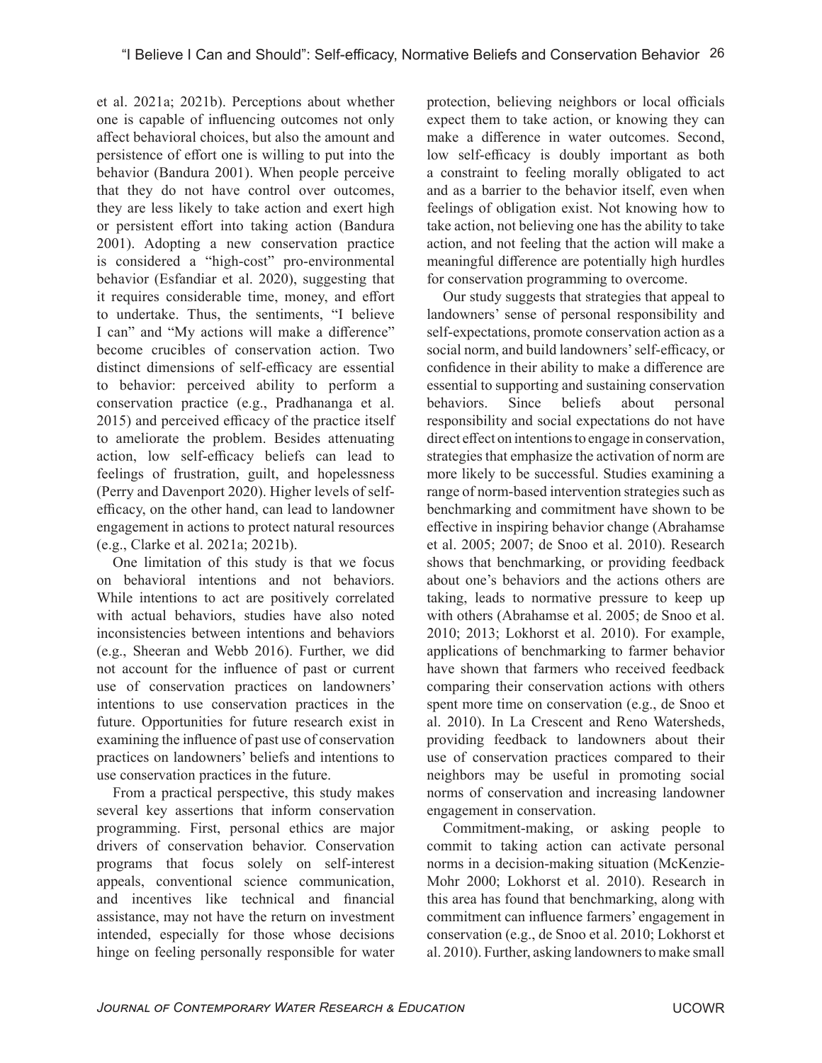et al. 2021a; 2021b). Perceptions about whether one is capable of influencing outcomes not only affect behavioral choices, but also the amount and persistence of effort one is willing to put into the behavior (Bandura 2001). When people perceive that they do not have control over outcomes, they are less likely to take action and exert high or persistent effort into taking action (Bandura 2001). Adopting a new conservation practice is considered a "high-cost" pro-environmental behavior (Esfandiar et al. 2020), suggesting that it requires considerable time, money, and effort to undertake. Thus, the sentiments, "I believe I can" and "My actions will make a difference" become crucibles of conservation action. Two distinct dimensions of self-efficacy are essential to behavior: perceived ability to perform a conservation practice (e.g., Pradhananga et al. 2015) and perceived efficacy of the practice itself to ameliorate the problem. Besides attenuating action, low self-efficacy beliefs can lead to feelings of frustration, guilt, and hopelessness (Perry and Davenport 2020). Higher levels of self-efficacy, on the other hand, can lead to landowner engagement in actions to protect natural resources (e.g., Clarke et al. 2021a; 2021b).

One limitation of this study is that we focus on behavioral intentions and not behaviors. While intentions to act are positively correlated with actual behaviors, studies have also noted inconsistencies between intentions and behaviors (e.g., Sheeran and Webb 2016). Further, we did not account for the influence of past or current use of conservation practices on landowners' intentions to use conservation practices in the future. Opportunities for future research exist in examining the influence of past use of conservation practices on landowners' beliefs and intentions to use conservation practices in the future.

From a practical perspective, this study makes several key assertions that inform conservation programming. First, personal ethics are major drivers of conservation behavior. Conservation programs that focus solely on self-interest appeals, conventional science communication, and incentives like technical and financial assistance, may not have the return on investment intended, especially for those whose decisions hinge on feeling personally responsible for water protection, believing neighbors or local officials expect them to take action, or knowing they can make a difference in water outcomes. Second, low self-efficacy is doubly important as both a constraint to feeling morally obligated to act and as a barrier to the behavior itself, even when feelings of obligation exist. Not knowing how to take action, not believing one has the ability to take action, and not feeling that the action will make a meaningful difference are potentially high hurdles for conservation programming to overcome.

Our study suggests that strategies that appeal to landowners' sense of personal responsibility and self-expectations, promote conservation action as a social norm, and build landowners' self-efficacy, or confidence in their ability to make a difference are essential to supporting and sustaining conservation behaviors. Since beliefs about personal responsibility and social expectations do not have direct effect on intentions to engage in conservation, strategies that emphasize the activation of norm are more likely to be successful. Studies examining a range of norm-based intervention strategies such as benchmarking and commitment have shown to be effective in inspiring behavior change (Abrahamse et al. 2005; 2007; de Snoo et al. 2010). Research shows that benchmarking, or providing feedback about one's behaviors and the actions others are taking, leads to normative pressure to keep up with others (Abrahamse et al. 2005; de Snoo et al. 2010; 2013; Lokhorst et al. 2010). For example, applications of benchmarking to farmer behavior have shown that farmers who received feedback comparing their conservation actions with others spent more time on conservation (e.g., de Snoo et al. 2010). In La Crescent and Reno Watersheds, providing feedback to landowners about their use of conservation practices compared to their neighbors may be useful in promoting social norms of conservation and increasing landowner engagement in conservation.

Commitment-making, or asking people to commit to taking action can activate personal norms in a decision-making situation (McKenzie-Mohr 2000; Lokhorst et al. 2010). Research in this area has found that benchmarking, along with commitment can influence farmers' engagement in conservation (e.g., de Snoo et al. 2010; Lokhorst et al. 2010). Further, asking landowners to make small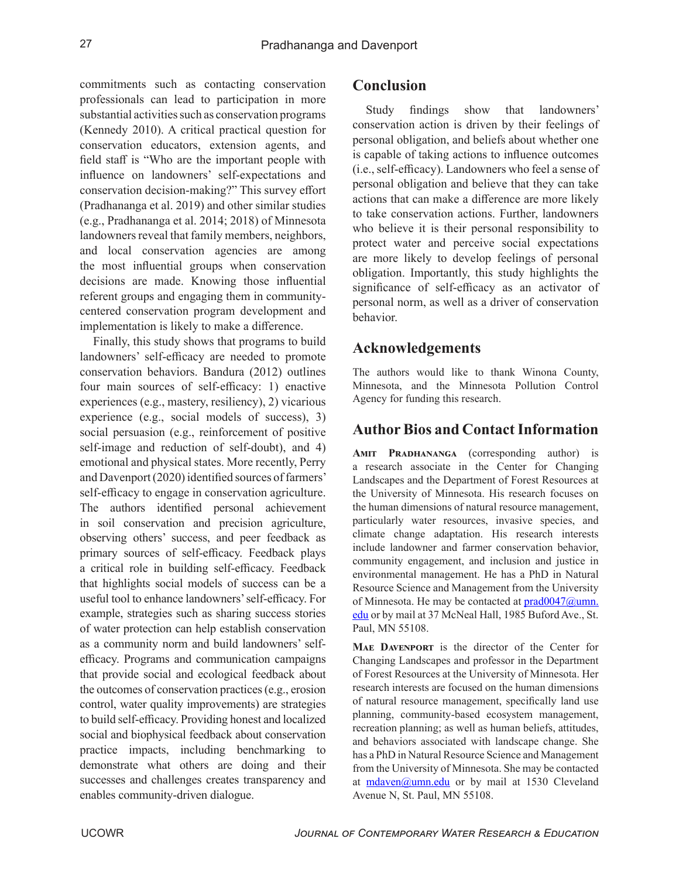commitments such as contacting conservation professionals can lead to participation in more substantial activities such as conservation programs (Kennedy 2010). A critical practical question for conservation educators, extension agents, and field staff is "Who are the important people with influence on landowners' self-expectations and conservation decision-making?" This survey effort (Pradhananga et al. 2019) and other similar studies (e.g., Pradhananga et al. 2014; 2018) of Minnesota landowners reveal that family members, neighbors, and local conservation agencies are among the most influential groups when conservation decisions are made. Knowing those influential referent groups and engaging them in community-centered conservation program development and implementation is likely to make a difference.

Finally, this study shows that programs to build landowners' self-efficacy are needed to promote conservation behaviors. Bandura (2012) outlines four main sources of self-efficacy: 1) enactive experiences (e.g., mastery, resiliency), 2) vicarious experience (e.g., social models of success), 3) social persuasion (e.g., reinforcement of positive self-image and reduction of self-doubt), and 4) emotional and physical states. More recently, Perry and Davenport (2020) identified sources of farmers' self-efficacy to engage in conservation agriculture. The authors identified personal achievement in soil conservation and precision agriculture, observing others' success, and peer feedback as primary sources of self-efficacy. Feedback plays a critical role in building self-efficacy. Feedback that highlights social models of success can be a useful tool to enhance landowners' self-efficacy. For example, strategies such as sharing success stories of water protection can help establish conservation as a community norm and build landowners' self-efficacy. Programs and communication campaigns that provide social and ecological feedback about the outcomes of conservation practices (e.g., erosion control, water quality improvements) are strategies to build self-efficacy. Providing honest and localized social and biophysical feedback about conservation practice impacts, including benchmarking to demonstrate what others are doing and their successes and challenges creates transparency and enables community-driven dialogue.

## Conclusion

Study findings show that landowners' conservation action is driven by their feelings of personal obligation, and beliefs about whether one is capable of taking actions to influence outcomes (i.e., self-efficacy). Landowners who feel a sense of personal obligation and believe that they can take actions that can make a difference are more likely to take conservation actions. Further, landowners who believe it is their personal responsibility to protect water and perceive social expectations are more likely to develop feelings of personal obligation. Importantly, this study highlights the significance of self-efficacy as an activator of personal norm, as well as a driver of conservation behavior.

## Acknowledgements

The authors would like to thank Winona County, Minnesota, and the Minnesota Pollution Control Agency for funding this research.

## Author Bios and Contact Information

**Amit Pradhananga** (corresponding author) is a research associate in the Center for Changing Landscapes and the Department of Forest Resources at the University of Minnesota. His research focuses on the human dimensions of natural resource management, particularly water resources, invasive species, and climate change adaptation. His research interests include landowner and farmer conservation behavior, community engagement, and inclusion and justice in environmental management. He has a PhD in Natural Resource Science and Management from the University of Minnesota. He may be contacted at prad0047@umn.edu or by mail at 37 McNeal Hall, 1985 Buford Ave., St. Paul, MN 55108.

**Mae Davenport** is the director of the Center for Changing Landscapes and professor in the Department of Forest Resources at the University of Minnesota. Her research interests are focused on the human dimensions of natural resource management, specifically land use planning, community-based ecosystem management, recreation planning; as well as human beliefs, attitudes, and behaviors associated with landscape change. She has a PhD in Natural Resource Science and Management from the University of Minnesota. She may be contacted at mdaven@umn.edu or by mail at 1530 Cleveland Avenue N, St. Paul, MN 55108.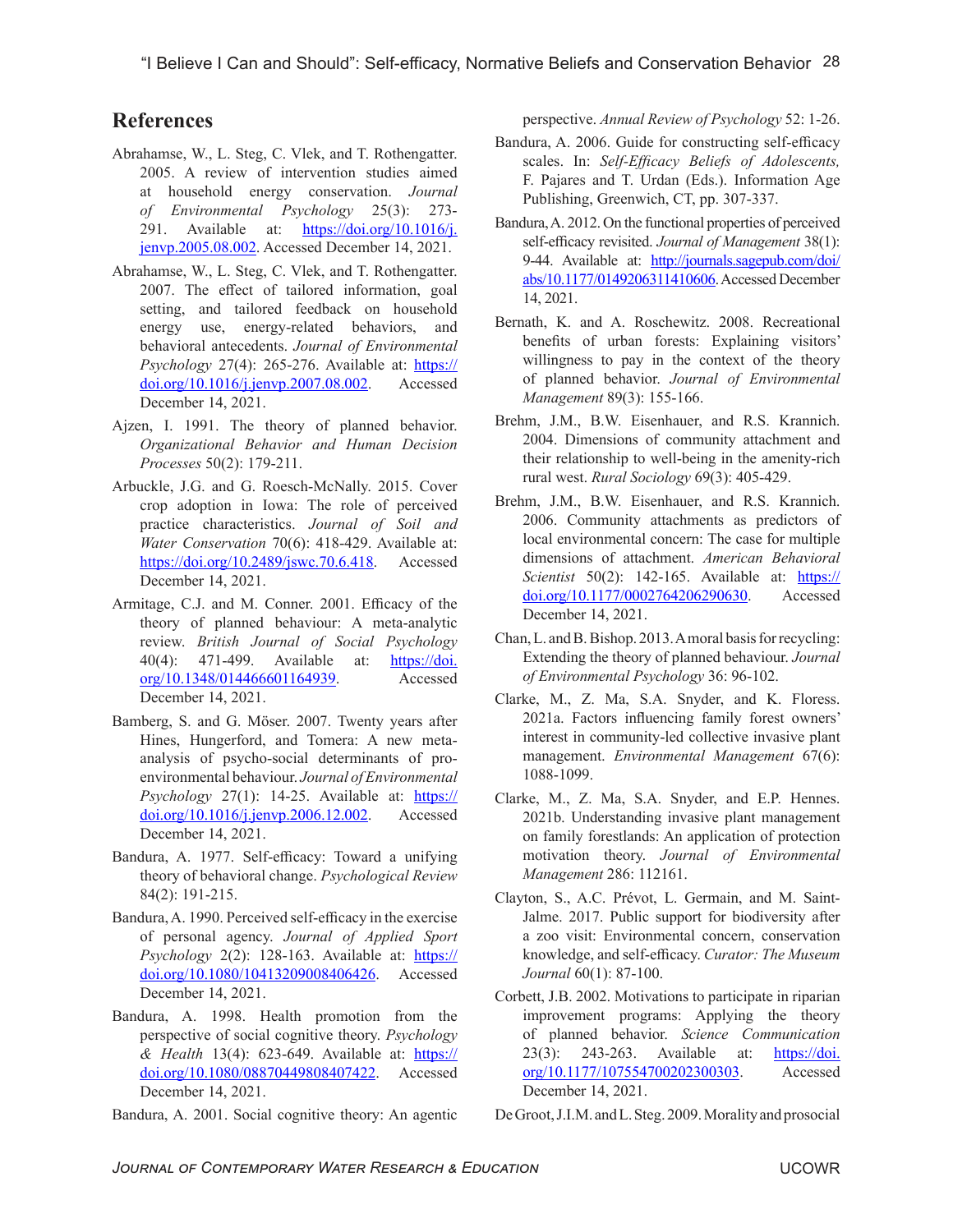## References

Abrahamse, W., L. Steg, C. Vlek, and T. Rothengatter. 2005. A review of intervention studies aimed at household energy conservation. *Journal of Environmental Psychology* 25(3): 273-291. Available at: https://doi.org/10.1016/j.jenvp.2005.08.002. Accessed December 14, 2021.

Abrahamse, W., L. Steg, C. Vlek, and T. Rothengatter. 2007. The effect of tailored information, goal setting, and tailored feedback on household energy use, energy-related behaviors, and behavioral antecedents. *Journal of Environmental Psychology* 27(4): 265-276. Available at: https://doi.org/10.1016/j.jenvp.2007.08.002. Accessed December 14, 2021.

Ajzen, I. 1991. The theory of planned behavior. *Organizational Behavior and Human Decision Processes* 50(2): 179-211.

Arbuckle, J.G. and G. Roesch-McNally. 2015. Cover crop adoption in Iowa: The role of perceived practice characteristics. *Journal of Soil and Water Conservation* 70(6): 418-429. Available at: https://doi.org/10.2489/jswc.70.6.418. Accessed December 14, 2021.

Armitage, C.J. and M. Conner. 2001. Efficacy of the theory of planned behaviour: A meta-analytic review. *British Journal of Social Psychology* 40(4): 471-499. Available at: https://doi.org/10.1348/014466601164939. Accessed December 14, 2021.

Bamberg, S. and G. Möser. 2007. Twenty years after Hines, Hungerford, and Tomera: A new meta-analysis of psycho-social determinants of pro-environmental behaviour. *Journal of Environmental Psychology* 27(1): 14-25. Available at: https://doi.org/10.1016/j.jenvp.2006.12.002. Accessed December 14, 2021.

Bandura, A. 1977. Self-efficacy: Toward a unifying theory of behavioral change. *Psychological Review* 84(2): 191-215.

Bandura, A. 1990. Perceived self-efficacy in the exercise of personal agency. *Journal of Applied Sport Psychology* 2(2): 128-163. Available at: https://doi.org/10.1080/10413209008406426. Accessed December 14, 2021.

Bandura, A. 1998. Health promotion from the perspective of social cognitive theory. *Psychology & Health* 13(4): 623-649. Available at: https://doi.org/10.1080/08870449808407422. Accessed December 14, 2021.

Bandura, A. 2001. Social cognitive theory: An agentic perspective. *Annual Review of Psychology* 52: 1-26.

Bandura, A. 2006. Guide for constructing self-efficacy scales. In: *Self-Efficacy Beliefs of Adolescents,* F. Pajares and T. Urdan (Eds.). Information Age Publishing, Greenwich, CT, pp. 307-337.

Bandura, A. 2012. On the functional properties of perceived self-efficacy revisited. *Journal of Management* 38(1): 9-44. Available at: http://journals.sagepub.com/doi/abs/10.1177/0149206311410606. Accessed December 14, 2021.

Bernath, K. and A. Roschewitz. 2008. Recreational benefits of urban forests: Explaining visitors' willingness to pay in the context of the theory of planned behavior. *Journal of Environmental Management* 89(3): 155-166.

Brehm, J.M., B.W. Eisenhauer, and R.S. Krannich. 2004. Dimensions of community attachment and their relationship to well-being in the amenity-rich rural west. *Rural Sociology* 69(3): 405-429.

Brehm, J.M., B.W. Eisenhauer, and R.S. Krannich. 2006. Community attachments as predictors of local environmental concern: The case for multiple dimensions of attachment. *American Behavioral Scientist* 50(2): 142-165. Available at: https://doi.org/10.1177/0002764206290630. Accessed December 14, 2021.

Chan, L. and B. Bishop. 2013. A moral basis for recycling: Extending the theory of planned behaviour. *Journal of Environmental Psychology* 36: 96-102.

Clarke, M., Z. Ma, S.A. Snyder, and K. Floress. 2021a. Factors influencing family forest owners' interest in community-led collective invasive plant management. *Environmental Management* 67(6): 1088-1099.

Clarke, M., Z. Ma, S.A. Snyder, and E.P. Hennes. 2021b. Understanding invasive plant management on family forestlands: An application of protection motivation theory. *Journal of Environmental Management* 286: 112161.

Clayton, S., A.C. Prévot, L. Germain, and M. Saint-Jalme. 2017. Public support for biodiversity after a zoo visit: Environmental concern, conservation knowledge, and self-efficacy. *Curator: The Museum Journal* 60(1): 87-100.

Corbett, J.B. 2002. Motivations to participate in riparian improvement programs: Applying the theory of planned behavior. *Science Communication* 23(3): 243-263. Available at: https://doi.org/10.1177/107554700202300303. Accessed December 14, 2021.

De Groot, J.I.M. and L. Steg. 2009. Morality and prosocial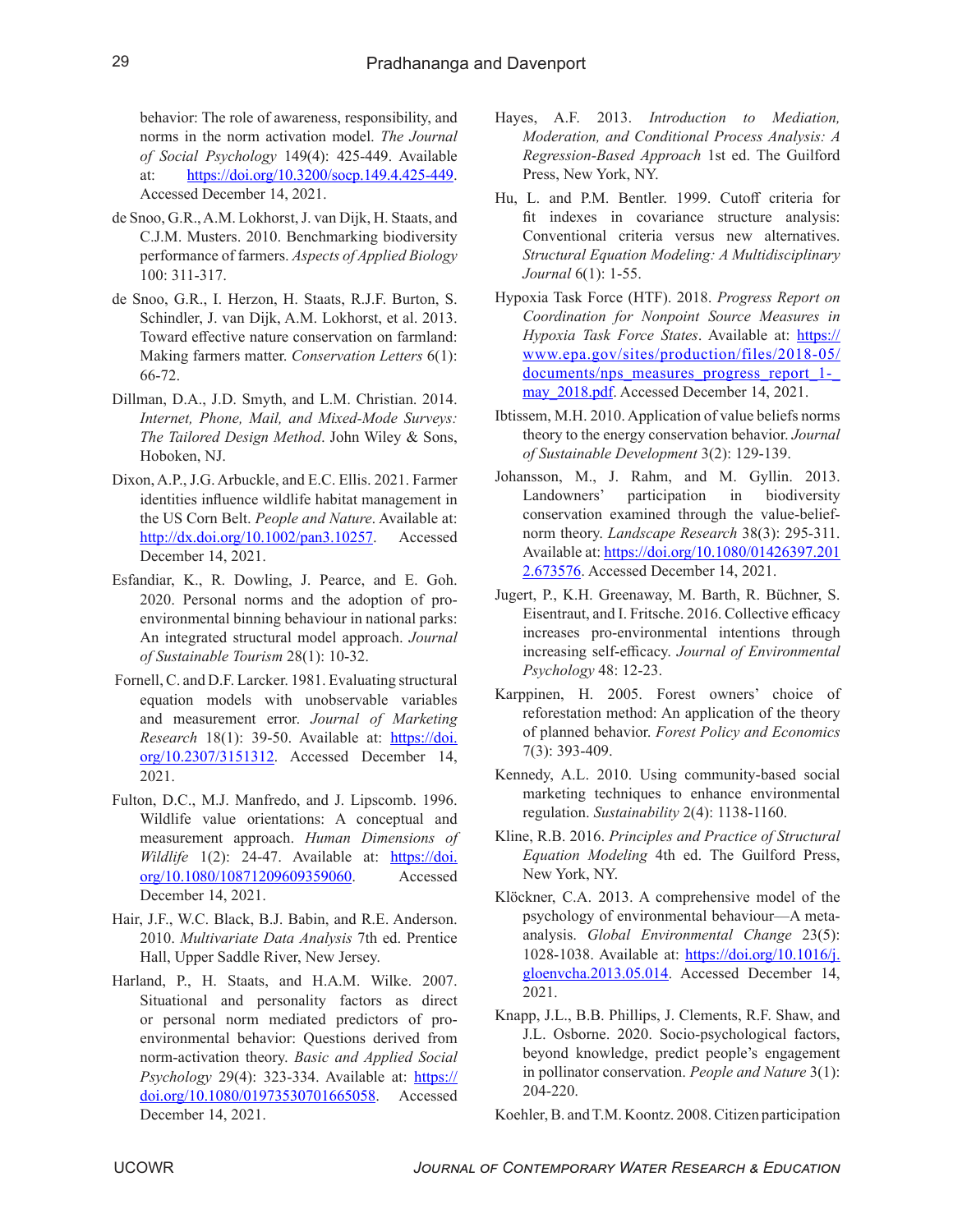behavior: The role of awareness, responsibility, and norms in the norm activation model. *The Journal of Social Psychology* 149(4): 425-449. Available at: https://doi.org/10.3200/socp.149.4.425-449. Accessed December 14, 2021.

de Snoo, G.R., A.M. Lokhorst, J. van Dijk, H. Staats, and C.J.M. Musters. 2010. Benchmarking biodiversity performance of farmers. *Aspects of Applied Biology* 100: 311-317.

de Snoo, G.R., I. Herzon, H. Staats, R.J.F. Burton, S. Schindler, J. van Dijk, A.M. Lokhorst, et al. 2013. Toward effective nature conservation on farmland: Making farmers matter. *Conservation Letters* 6(1): 66-72.

Dillman, D.A., J.D. Smyth, and L.M. Christian. 2014. *Internet, Phone, Mail, and Mixed-Mode Surveys: The Tailored Design Method*. John Wiley & Sons, Hoboken, NJ.

Dixon, A.P., J.G. Arbuckle, and E.C. Ellis. 2021. Farmer identities influence wildlife habitat management in the US Corn Belt. *People and Nature*. Available at: http://dx.doi.org/10.1002/pan3.10257. Accessed December 14, 2021.

Esfandiar, K., R. Dowling, J. Pearce, and E. Goh. 2020. Personal norms and the adoption of pro-environmental binning behaviour in national parks: An integrated structural model approach. *Journal of Sustainable Tourism* 28(1): 10-32.

Fornell, C. and D.F. Larcker. 1981. Evaluating structural equation models with unobservable variables and measurement error. *Journal of Marketing Research* 18(1): 39-50. Available at: https://doi.org/10.2307/3151312. Accessed December 14, 2021.

Fulton, D.C., M.J. Manfredo, and J. Lipscomb. 1996. Wildlife value orientations: A conceptual and measurement approach. *Human Dimensions of Wildlife* 1(2): 24-47. Available at: https://doi.org/10.1080/10871209609359060. Accessed December 14, 2021.

Hair, J.F., W.C. Black, B.J. Babin, and R.E. Anderson. 2010. *Multivariate Data Analysis* 7th ed. Prentice Hall, Upper Saddle River, New Jersey.

Harland, P., H. Staats, and H.A.M. Wilke. 2007. Situational and personality factors as direct or personal norm mediated predictors of pro-environmental behavior: Questions derived from norm-activation theory. *Basic and Applied Social Psychology* 29(4): 323-334. Available at: https://doi.org/10.1080/01973530701665058. Accessed December 14, 2021.

Hayes, A.F. 2013. *Introduction to Mediation, Moderation, and Conditional Process Analysis: A Regression-Based Approach* 1st ed. The Guilford Press, New York, NY.

Hu, L. and P.M. Bentler. 1999. Cutoff criteria for fit indexes in covariance structure analysis: Conventional criteria versus new alternatives. *Structural Equation Modeling: A Multidisciplinary Journal* 6(1): 1-55.

Hypoxia Task Force (HTF). 2018. *Progress Report on Coordination for Nonpoint Source Measures in Hypoxia Task Force States*. Available at: https://www.epa.gov/sites/production/files/2018-05/documents/nps_measures_progress_report_1-_may_2018.pdf. Accessed December 14, 2021.

Ibtissem, M.H. 2010. Application of value beliefs norms theory to the energy conservation behavior. *Journal of Sustainable Development* 3(2): 129-139.

Johansson, M., J. Rahm, and M. Gyllin. 2013. Landowners' participation in biodiversity conservation examined through the value-belief-norm theory. *Landscape Research* 38(3): 295-311. Available at: https://doi.org/10.1080/01426397.2012.673576. Accessed December 14, 2021.

Jugert, P., K.H. Greenaway, M. Barth, R. Büchner, S. Eisentraut, and I. Fritsche. 2016. Collective efficacy increases pro-environmental intentions through increasing self-efficacy. *Journal of Environmental Psychology* 48: 12-23.

Karppinen, H. 2005. Forest owners' choice of reforestation method: An application of the theory of planned behavior. *Forest Policy and Economics* 7(3): 393-409.

Kennedy, A.L. 2010. Using community-based social marketing techniques to enhance environmental regulation. *Sustainability* 2(4): 1138-1160.

Kline, R.B. 2016. *Principles and Practice of Structural Equation Modeling* 4th ed. The Guilford Press, New York, NY.

Klöckner, C.A. 2013. A comprehensive model of the psychology of environmental behaviour—A meta-analysis. *Global Environmental Change* 23(5): 1028-1038. Available at: https://doi.org/10.1016/j.gloenvcha.2013.05.014. Accessed December 14, 2021.

Knapp, J.L., B.B. Phillips, J. Clements, R.F. Shaw, and J.L. Osborne. 2020. Socio-psychological factors, beyond knowledge, predict people's engagement in pollinator conservation. *People and Nature* 3(1): 204-220.

Koehler, B. and T.M. Koontz. 2008. Citizen participation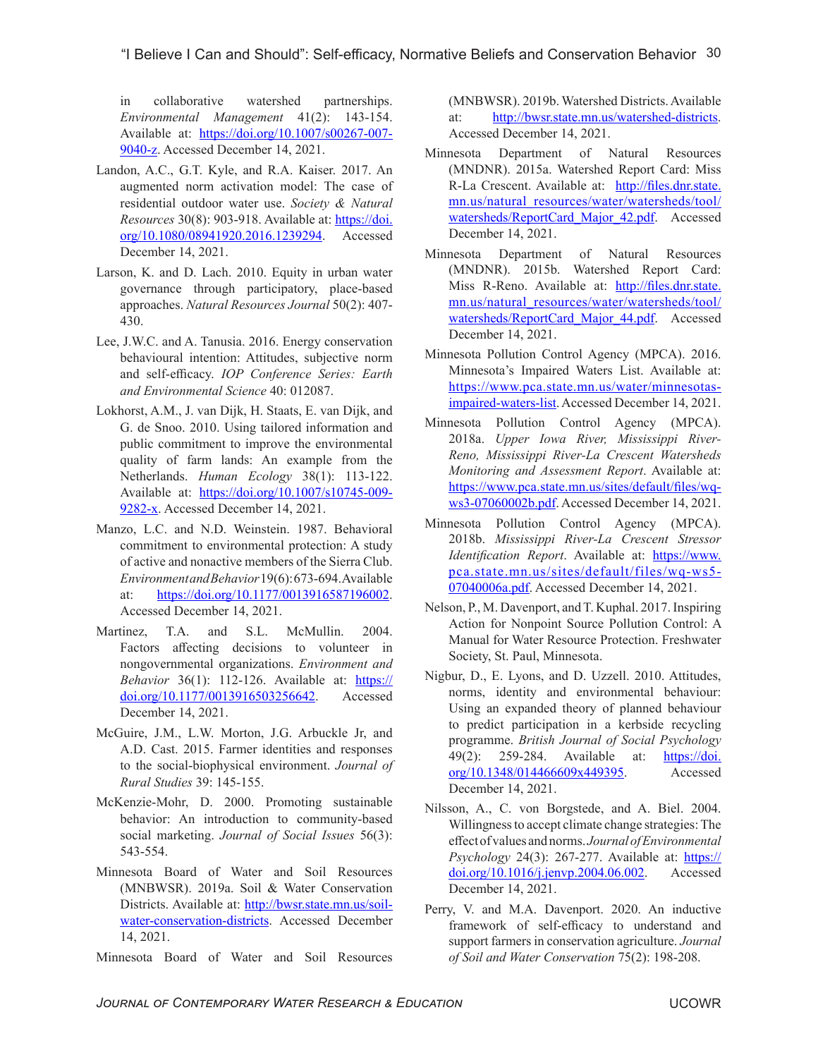in collaborative watershed partnerships. *Environmental Management* 41(2): 143-154. Available at: https://doi.org/10.1007/s00267-007-9040-z. Accessed December 14, 2021.

Landon, A.C., G.T. Kyle, and R.A. Kaiser. 2017. An augmented norm activation model: The case of residential outdoor water use. *Society & Natural Resources* 30(8): 903-918. Available at: https://doi.org/10.1080/08941920.2016.1239294. Accessed December 14, 2021.

Larson, K. and D. Lach. 2010. Equity in urban water governance through participatory, place-based approaches. *Natural Resources Journal* 50(2): 407-430.

Lee, J.W.C. and A. Tanusia. 2016. Energy conservation behavioural intention: Attitudes, subjective norm and self-efficacy. *IOP Conference Series: Earth and Environmental Science* 40: 012087.

Lokhorst, A.M., J. van Dijk, H. Staats, E. van Dijk, and G. de Snoo. 2010. Using tailored information and public commitment to improve the environmental quality of farm lands: An example from the Netherlands. *Human Ecology* 38(1): 113-122. Available at: https://doi.org/10.1007/s10745-009-9282-x. Accessed December 14, 2021.

Manzo, L.C. and N.D. Weinstein. 1987. Behavioral commitment to environmental protection: A study of active and nonactive members of the Sierra Club. *Environment and Behavior* 19(6): 673-694. Available at: https://doi.org/10.1177/0013916587196002. Accessed December 14, 2021.

Martinez, T.A. and S.L. McMullin. 2004. Factors affecting decisions to volunteer in nongovernmental organizations. *Environment and Behavior* 36(1): 112-126. Available at: https://doi.org/10.1177/0013916503256642. Accessed December 14, 2021.

McGuire, J.M., L.W. Morton, J.G. Arbuckle Jr, and A.D. Cast. 2015. Farmer identities and responses to the social-biophysical environment. *Journal of Rural Studies* 39: 145-155.

McKenzie-Mohr, D. 2000. Promoting sustainable behavior: An introduction to community-based social marketing. *Journal of Social Issues* 56(3): 543-554.

Minnesota Board of Water and Soil Resources (MNBWSR). 2019a. Soil & Water Conservation Districts. Available at: http://bwsr.state.mn.us/soil-water-conservation-districts. Accessed December 14, 2021.

Minnesota Board of Water and Soil Resources (MNBWSR). 2019b. Watershed Districts. Available at: http://bwsr.state.mn.us/watershed-districts. Accessed December 14, 2021.

Minnesota Department of Natural Resources (MNDNR). 2015a. Watershed Report Card: Miss R-La Crescent. Available at: http://files.dnr.state.mn.us/natural_resources/water/watersheds/tool/watersheds/ReportCard_Major_42.pdf. Accessed December 14, 2021.

Minnesota Department of Natural Resources (MNDNR). 2015b. Watershed Report Card: Miss R-Reno. Available at: http://files.dnr.state.mn.us/natural_resources/water/watersheds/tool/watersheds/ReportCard_Major_44.pdf. Accessed December 14, 2021.

Minnesota Pollution Control Agency (MPCA). 2016. Minnesota's Impaired Waters List. Available at: https://www.pca.state.mn.us/water/minnesotas-impaired-waters-list. Accessed December 14, 2021.

Minnesota Pollution Control Agency (MPCA). 2018a. *Upper Iowa River, Mississippi River-Reno, Mississippi River-La Crescent Watersheds Monitoring and Assessment Report*. Available at: https://www.pca.state.mn.us/sites/default/files/wq-ws3-07060002b.pdf. Accessed December 14, 2021.

Minnesota Pollution Control Agency (MPCA). 2018b. *Mississippi River-La Crescent Stressor Identification Report*. Available at: https://www.pca.state.mn.us/sites/default/files/wq-ws5-07040006a.pdf. Accessed December 14, 2021.

Nelson, P., M. Davenport, and T. Kuphal. 2017. Inspiring Action for Nonpoint Source Pollution Control: A Manual for Water Resource Protection. Freshwater Society, St. Paul, Minnesota.

Nigbur, D., E. Lyons, and D. Uzzell. 2010. Attitudes, norms, identity and environmental behaviour: Using an expanded theory of planned behaviour to predict participation in a kerbside recycling programme. *British Journal of Social Psychology* 49(2): 259-284. Available at: https://doi.org/10.1348/014466609x449395. Accessed December 14, 2021.

Nilsson, A., C. von Borgstede, and A. Biel. 2004. Willingness to accept climate change strategies: The effect of values and norms. *Journal of Environmental Psychology* 24(3): 267-277. Available at: https://doi.org/10.1016/j.jenvp.2004.06.002. Accessed December 14, 2021.

Perry, V. and M.A. Davenport. 2020. An inductive framework of self-efficacy to understand and support farmers in conservation agriculture. *Journal of Soil and Water Conservation* 75(2): 198-208.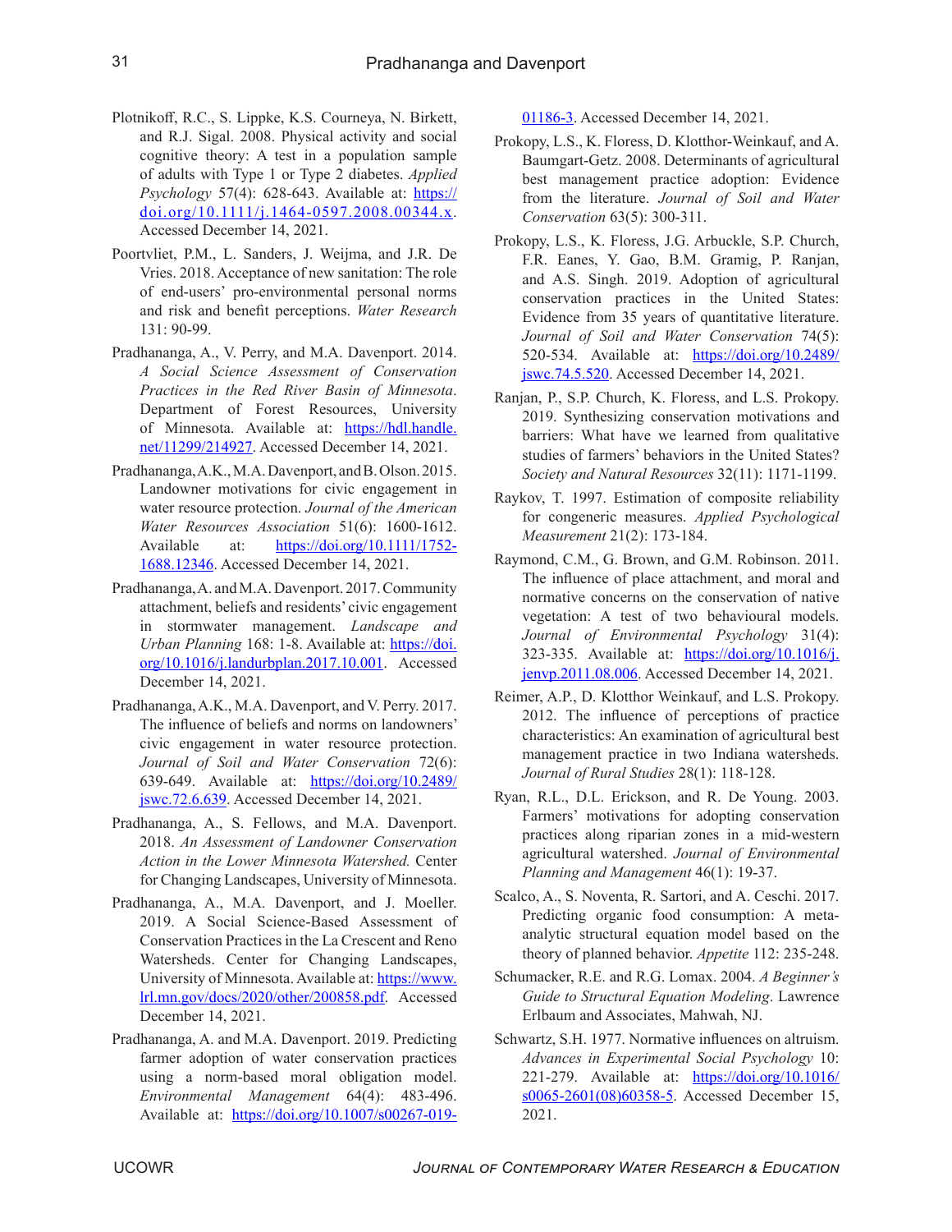Plotnikoff, R.C., S. Lippke, K.S. Courneya, N. Birkett, and R.J. Sigal. 2008. Physical activity and social cognitive theory: A test in a population sample of adults with Type 1 or Type 2 diabetes. *Applied Psychology* 57(4): 628-643. Available at: https://doi.org/10.1111/j.1464-0597.2008.00344.x. Accessed December 14, 2021.

Poortvliet, P.M., L. Sanders, J. Weijma, and J.R. De Vries. 2018. Acceptance of new sanitation: The role of end-users' pro-environmental personal norms and risk and benefit perceptions. *Water Research* 131: 90-99.

Pradhananga, A., V. Perry, and M.A. Davenport. 2014. *A Social Science Assessment of Conservation Practices in the Red River Basin of Minnesota*. Department of Forest Resources, University of Minnesota. Available at: https://hdl.handle.net/11299/214927. Accessed December 14, 2021.

Pradhananga, A.K., M.A. Davenport, and B. Olson. 2015. Landowner motivations for civic engagement in water resource protection. *Journal of the American Water Resources Association* 51(6): 1600-1612. Available at: https://doi.org/10.1111/1752-1688.12346. Accessed December 14, 2021.

Pradhananga, A. and M.A. Davenport. 2017. Community attachment, beliefs and residents' civic engagement in stormwater management. *Landscape and Urban Planning* 168: 1-8. Available at: https://doi.org/10.1016/j.landurbplan.2017.10.001. Accessed December 14, 2021.

Pradhananga, A.K., M.A. Davenport, and V. Perry. 2017. The influence of beliefs and norms on landowners' civic engagement in water resource protection. *Journal of Soil and Water Conservation* 72(6): 639-649. Available at: https://doi.org/10.2489/jswc.72.6.639. Accessed December 14, 2021.

Pradhananga, A., S. Fellows, and M.A. Davenport. 2018. *An Assessment of Landowner Conservation Action in the Lower Minnesota Watershed.* Center for Changing Landscapes, University of Minnesota.

Pradhananga, A., M.A. Davenport, and J. Moeller. 2019. A Social Science-Based Assessment of Conservation Practices in the La Crescent and Reno Watersheds. Center for Changing Landscapes, University of Minnesota. Available at: https://www.lrl.mn.gov/docs/2020/other/200858.pdf. Accessed December 14, 2021.

Pradhananga, A. and M.A. Davenport. 2019. Predicting farmer adoption of water conservation practices using a norm-based moral obligation model. *Environmental Management* 64(4): 483-496. Available at: https://doi.org/10.1007/s00267-019-01186-3. Accessed December 14, 2021.

Prokopy, L.S., K. Floress, D. Klotthor-Weinkauf, and A. Baumgart-Getz. 2008. Determinants of agricultural best management practice adoption: Evidence from the literature. *Journal of Soil and Water Conservation* 63(5): 300-311.

Prokopy, L.S., K. Floress, J.G. Arbuckle, S.P. Church, F.R. Eanes, Y. Gao, B.M. Gramig, P. Ranjan, and A.S. Singh. 2019. Adoption of agricultural conservation practices in the United States: Evidence from 35 years of quantitative literature. *Journal of Soil and Water Conservation* 74(5): 520-534. Available at: https://doi.org/10.2489/jswc.74.5.520. Accessed December 14, 2021.

Ranjan, P., S.P. Church, K. Floress, and L.S. Prokopy. 2019. Synthesizing conservation motivations and barriers: What have we learned from qualitative studies of farmers' behaviors in the United States? *Society and Natural Resources* 32(11): 1171-1199.

Raykov, T. 1997. Estimation of composite reliability for congeneric measures. *Applied Psychological Measurement* 21(2): 173-184.

Raymond, C.M., G. Brown, and G.M. Robinson. 2011. The influence of place attachment, and moral and normative concerns on the conservation of native vegetation: A test of two behavioural models. *Journal of Environmental Psychology* 31(4): 323-335. Available at: https://doi.org/10.1016/j.jenvp.2011.08.006. Accessed December 14, 2021.

Reimer, A.P., D. Klotthor Weinkauf, and L.S. Prokopy. 2012. The influence of perceptions of practice characteristics: An examination of agricultural best management practice in two Indiana watersheds. *Journal of Rural Studies* 28(1): 118-128.

Ryan, R.L., D.L. Erickson, and R. De Young. 2003. Farmers' motivations for adopting conservation practices along riparian zones in a mid-western agricultural watershed. *Journal of Environmental Planning and Management* 46(1): 19-37.

Scalco, A., S. Noventa, R. Sartori, and A. Ceschi. 2017. Predicting organic food consumption: A meta-analytic structural equation model based on the theory of planned behavior. *Appetite* 112: 235-248.

Schumacker, R.E. and R.G. Lomax. 2004. *A Beginner's Guide to Structural Equation Modeling*. Lawrence Erlbaum and Associates, Mahwah, NJ.

Schwartz, S.H. 1977. Normative influences on altruism. *Advances in Experimental Social Psychology* 10: 221-279. Available at: https://doi.org/10.1016/s0065-2601(08)60358-5. Accessed December 15, 2021.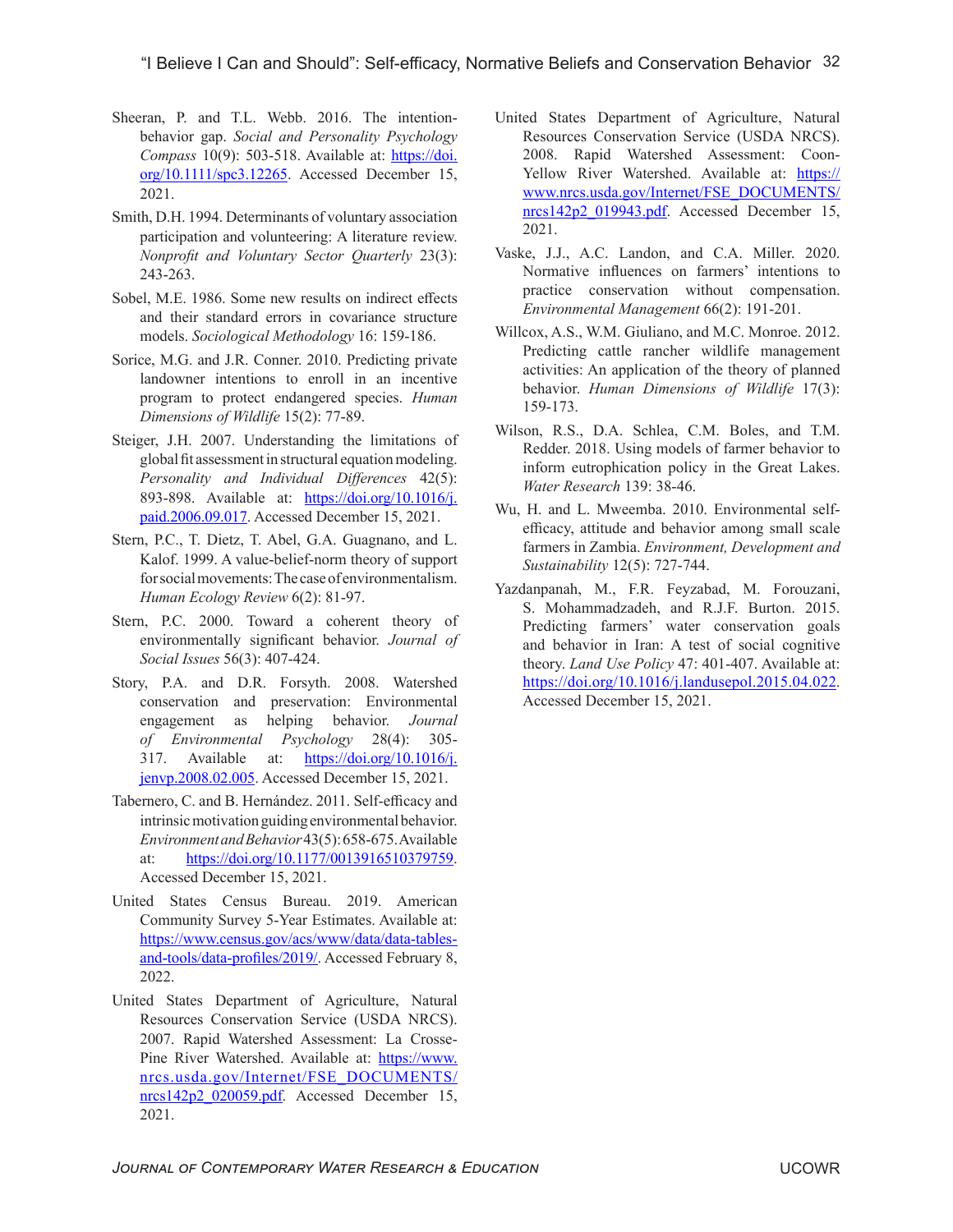Sheeran, P. and T.L. Webb. 2016. The intention-behavior gap. *Social and Personality Psychology Compass* 10(9): 503-518. Available at: https://doi.org/10.1111/spc3.12265. Accessed December 15, 2021.

Smith, D.H. 1994. Determinants of voluntary association participation and volunteering: A literature review. *Nonprofit and Voluntary Sector Quarterly* 23(3): 243-263.

Sobel, M.E. 1986. Some new results on indirect effects and their standard errors in covariance structure models. *Sociological Methodology* 16: 159-186.

Sorice, M.G. and J.R. Conner. 2010. Predicting private landowner intentions to enroll in an incentive program to protect endangered species. *Human Dimensions of Wildlife* 15(2): 77-89.

Steiger, J.H. 2007. Understanding the limitations of global fit assessment in structural equation modeling. *Personality and Individual Differences* 42(5): 893-898. Available at: https://doi.org/10.1016/j.paid.2006.09.017. Accessed December 15, 2021.

Stern, P.C., T. Dietz, T. Abel, G.A. Guagnano, and L. Kalof. 1999. A value-belief-norm theory of support for social movements: The case of environmentalism. *Human Ecology Review* 6(2): 81-97.

Stern, P.C. 2000. Toward a coherent theory of environmentally significant behavior. *Journal of Social Issues* 56(3): 407-424.

Story, P.A. and D.R. Forsyth. 2008. Watershed conservation and preservation: Environmental engagement as helping behavior. *Journal of Environmental Psychology* 28(4): 305-317. Available at: https://doi.org/10.1016/j.jenvp.2008.02.005. Accessed December 15, 2021.

Tabernero, C. and B. Hernández. 2011. Self-efficacy and intrinsic motivation guiding environmental behavior. *Environment and Behavior* 43(5): 658-675. Available at: https://doi.org/10.1177/0013916510379759. Accessed December 15, 2021.

United States Census Bureau. 2019. American Community Survey 5-Year Estimates. Available at: https://www.census.gov/acs/www/data/data-tables-and-tools/data-profiles/2019/. Accessed February 8, 2022.

United States Department of Agriculture, Natural Resources Conservation Service (USDA NRCS). 2007. Rapid Watershed Assessment: La Crosse-Pine River Watershed. Available at: https://www.nrcs.usda.gov/Internet/FSE_DOCUMENTS/nrcs142p2_020059.pdf. Accessed December 15, 2021.

United States Department of Agriculture, Natural Resources Conservation Service (USDA NRCS). 2008. Rapid Watershed Assessment: Coon-Yellow River Watershed. Available at: https://www.nrcs.usda.gov/Internet/FSE_DOCUMENTS/nrcs142p2_019943.pdf. Accessed December 15, 2021.

Vaske, J.J., A.C. Landon, and C.A. Miller. 2020. Normative influences on farmers' intentions to practice conservation without compensation. *Environmental Management* 66(2): 191-201.

Willcox, A.S., W.M. Giuliano, and M.C. Monroe. 2012. Predicting cattle rancher wildlife management activities: An application of the theory of planned behavior. *Human Dimensions of Wildlife* 17(3): 159-173.

Wilson, R.S., D.A. Schlea, C.M. Boles, and T.M. Redder. 2018. Using models of farmer behavior to inform eutrophication policy in the Great Lakes. *Water Research* 139: 38-46.

Wu, H. and L. Mweemba. 2010. Environmental self-efficacy, attitude and behavior among small scale farmers in Zambia. *Environment, Development and Sustainability* 12(5): 727-744.

Yazdanpanah, M., F.R. Feyzabad, M. Forouzani, S. Mohammadzadeh, and R.J.F. Burton. 2015. Predicting farmers' water conservation goals and behavior in Iran: A test of social cognitive theory. *Land Use Policy* 47: 401-407. Available at: https://doi.org/10.1016/j.landusepol.2015.04.022. Accessed December 15, 2021.